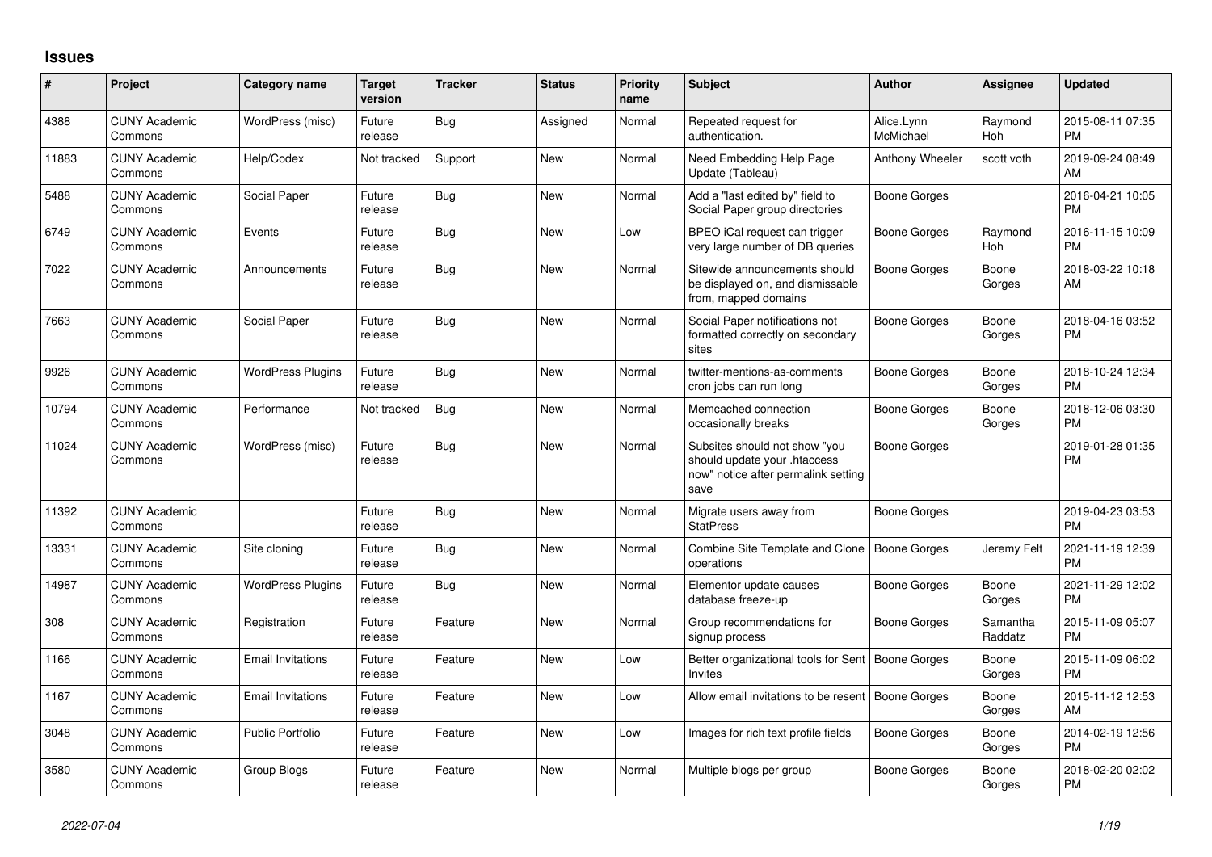## Issues

| # | Project | Category name | Target version | Tracker | Status | Priority name | Subject | Author | Assignee | Updated |
|---|---|---|---|---|---|---|---|---|---|---|
| 4388 | CUNY Academic Commons | WordPress (misc) | Future release | Bug | Assigned | Normal | Repeated request for authentication. | Alice.Lynn McMichael | Raymond Hoh | 2015-08-11 07:35 PM |
| 11883 | CUNY Academic Commons | Help/Codex | Not tracked | Support | New | Normal | Need Embedding Help Page Update (Tableau) | Anthony Wheeler | scott voth | 2019-09-24 08:49 AM |
| 5488 | CUNY Academic Commons | Social Paper | Future release | Bug | New | Normal | Add a "last edited by" field to Social Paper group directories | Boone Gorges | | 2016-04-21 10:05 PM |
| 6749 | CUNY Academic Commons | Events | Future release | Bug | New | Low | BPEO iCal request can trigger very large number of DB queries | Boone Gorges | Raymond Hoh | 2016-11-15 10:09 PM |
| 7022 | CUNY Academic Commons | Announcements | Future release | Bug | New | Normal | Sitewide announcements should be displayed on, and dismissable from, mapped domains | Boone Gorges | Boone Gorges | 2018-03-22 10:18 AM |
| 7663 | CUNY Academic Commons | Social Paper | Future release | Bug | New | Normal | Social Paper notifications not formatted correctly on secondary sites | Boone Gorges | Boone Gorges | 2018-04-16 03:52 PM |
| 9926 | CUNY Academic Commons | WordPress Plugins | Future release | Bug | New | Normal | twitter-mentions-as-comments cron jobs can run long | Boone Gorges | Boone Gorges | 2018-10-24 12:34 PM |
| 10794 | CUNY Academic Commons | Performance | Not tracked | Bug | New | Normal | Memcached connection occasionally breaks | Boone Gorges | Boone Gorges | 2018-12-06 03:30 PM |
| 11024 | CUNY Academic Commons | WordPress (misc) | Future release | Bug | New | Normal | Subsites should not show "you should update your .htaccess now" notice after permalink setting save | Boone Gorges | | 2019-01-28 01:35 PM |
| 11392 | CUNY Academic Commons | | Future release | Bug | New | Normal | Migrate users away from StatPress | Boone Gorges | | 2019-04-23 03:53 PM |
| 13331 | CUNY Academic Commons | Site cloning | Future release | Bug | New | Normal | Combine Site Template and Clone operations | Boone Gorges | Jeremy Felt | 2021-11-19 12:39 PM |
| 14987 | CUNY Academic Commons | WordPress Plugins | Future release | Bug | New | Normal | Elementor update causes database freeze-up | Boone Gorges | Boone Gorges | 2021-11-29 12:02 PM |
| 308 | CUNY Academic Commons | Registration | Future release | Feature | New | Normal | Group recommendations for signup process | Boone Gorges | Samantha Raddatz | 2015-11-09 05:07 PM |
| 1166 | CUNY Academic Commons | Email Invitations | Future release | Feature | New | Low | Better organizational tools for Sent Invites | Boone Gorges | Boone Gorges | 2015-11-09 06:02 PM |
| 1167 | CUNY Academic Commons | Email Invitations | Future release | Feature | New | Low | Allow email invitations to be resent | Boone Gorges | Boone Gorges | 2015-11-12 12:53 AM |
| 3048 | CUNY Academic Commons | Public Portfolio | Future release | Feature | New | Low | Images for rich text profile fields | Boone Gorges | Boone Gorges | 2014-02-19 12:56 PM |
| 3580 | CUNY Academic Commons | Group Blogs | Future release | Feature | New | Normal | Multiple blogs per group | Boone Gorges | Boone Gorges | 2018-02-20 02:02 PM |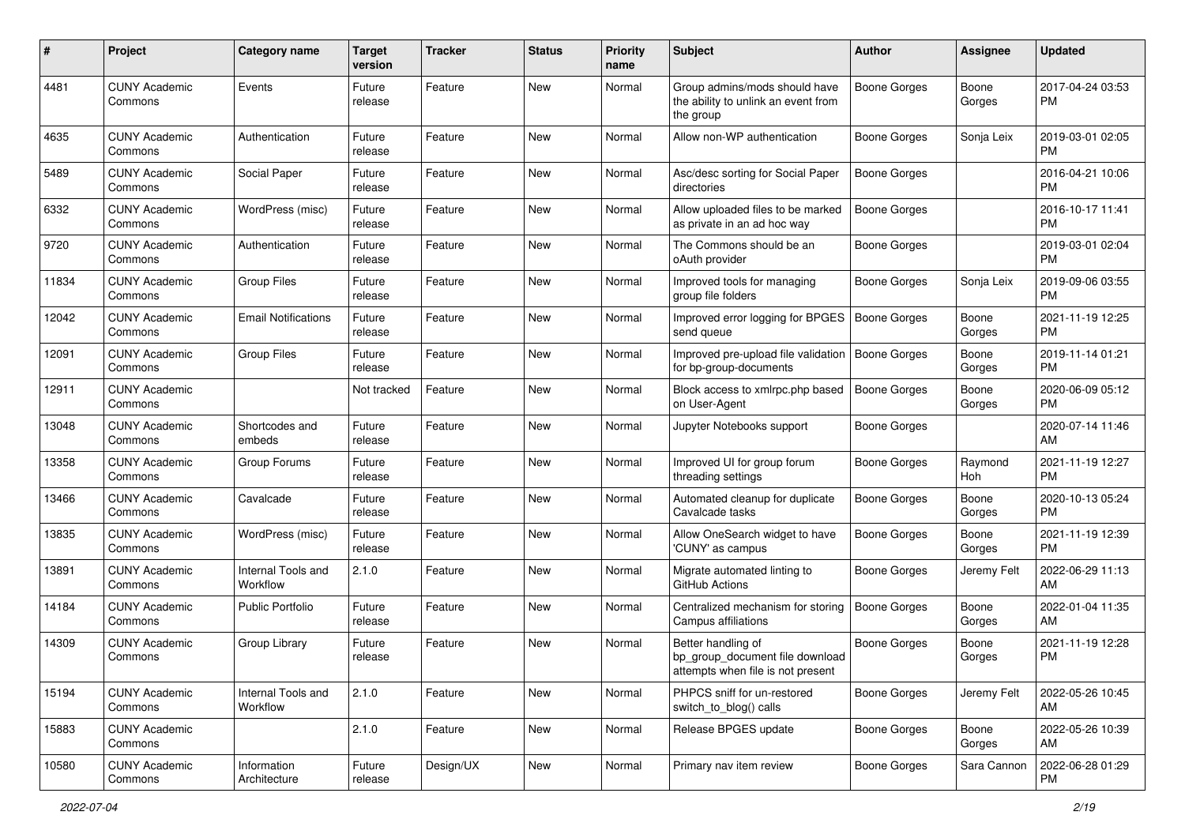| # | Project | Category name | Target version | Tracker | Status | Priority name | Subject | Author | Assignee | Updated |
|---|---|---|---|---|---|---|---|---|---|---|
| 4481 | CUNY Academic Commons | Events | Future release | Feature | New | Normal | Group admins/mods should have the ability to unlink an event from the group | Boone Gorges | Boone Gorges | 2017-04-24 03:53 PM |
| 4635 | CUNY Academic Commons | Authentication | Future release | Feature | New | Normal | Allow non-WP authentication | Boone Gorges | Sonja Leix | 2019-03-01 02:05 PM |
| 5489 | CUNY Academic Commons | Social Paper | Future release | Feature | New | Normal | Asc/desc sorting for Social Paper directories | Boone Gorges | | 2016-04-21 10:06 PM |
| 6332 | CUNY Academic Commons | WordPress (misc) | Future release | Feature | New | Normal | Allow uploaded files to be marked as private in an ad hoc way | Boone Gorges | | 2016-10-17 11:41 PM |
| 9720 | CUNY Academic Commons | Authentication | Future release | Feature | New | Normal | The Commons should be an oAuth provider | Boone Gorges | | 2019-03-01 02:04 PM |
| 11834 | CUNY Academic Commons | Group Files | Future release | Feature | New | Normal | Improved tools for managing group file folders | Boone Gorges | Sonja Leix | 2019-09-06 03:55 PM |
| 12042 | CUNY Academic Commons | Email Notifications | Future release | Feature | New | Normal | Improved error logging for BPGES send queue | Boone Gorges | Boone Gorges | 2021-11-19 12:25 PM |
| 12091 | CUNY Academic Commons | Group Files | Future release | Feature | New | Normal | Improved pre-upload file validation for bp-group-documents | Boone Gorges | Boone Gorges | 2019-11-14 01:21 PM |
| 12911 | CUNY Academic Commons | | Not tracked | Feature | New | Normal | Block access to xmlrpc.php based on User-Agent | Boone Gorges | Boone Gorges | 2020-06-09 05:12 PM |
| 13048 | CUNY Academic Commons | Shortcodes and embeds | Future release | Feature | New | Normal | Jupyter Notebooks support | Boone Gorges | | 2020-07-14 11:46 AM |
| 13358 | CUNY Academic Commons | Group Forums | Future release | Feature | New | Normal | Improved UI for group forum threading settings | Boone Gorges | Raymond Hoh | 2021-11-19 12:27 PM |
| 13466 | CUNY Academic Commons | Cavalcade | Future release | Feature | New | Normal | Automated cleanup for duplicate Cavalcade tasks | Boone Gorges | Boone Gorges | 2020-10-13 05:24 PM |
| 13835 | CUNY Academic Commons | WordPress (misc) | Future release | Feature | New | Normal | Allow OneSearch widget to have 'CUNY' as campus | Boone Gorges | Boone Gorges | 2021-11-19 12:39 PM |
| 13891 | CUNY Academic Commons | Internal Tools and Workflow | 2.1.0 | Feature | New | Normal | Migrate automated linting to GitHub Actions | Boone Gorges | Jeremy Felt | 2022-06-29 11:13 AM |
| 14184 | CUNY Academic Commons | Public Portfolio | Future release | Feature | New | Normal | Centralized mechanism for storing Campus affiliations | Boone Gorges | Boone Gorges | 2022-01-04 11:35 AM |
| 14309 | CUNY Academic Commons | Group Library | Future release | Feature | New | Normal | Better handling of bp_group_document file download attempts when file is not present | Boone Gorges | Boone Gorges | 2021-11-19 12:28 PM |
| 15194 | CUNY Academic Commons | Internal Tools and Workflow | 2.1.0 | Feature | New | Normal | PHPCS sniff for un-restored switch_to_blog() calls | Boone Gorges | Jeremy Felt | 2022-05-26 10:45 AM |
| 15883 | CUNY Academic Commons | | 2.1.0 | Feature | New | Normal | Release BPGES update | Boone Gorges | Boone Gorges | 2022-05-26 10:39 AM |
| 10580 | CUNY Academic Commons | Information Architecture | Future release | Design/UX | New | Normal | Primary nav item review | Boone Gorges | Sara Cannon | 2022-06-28 01:29 PM |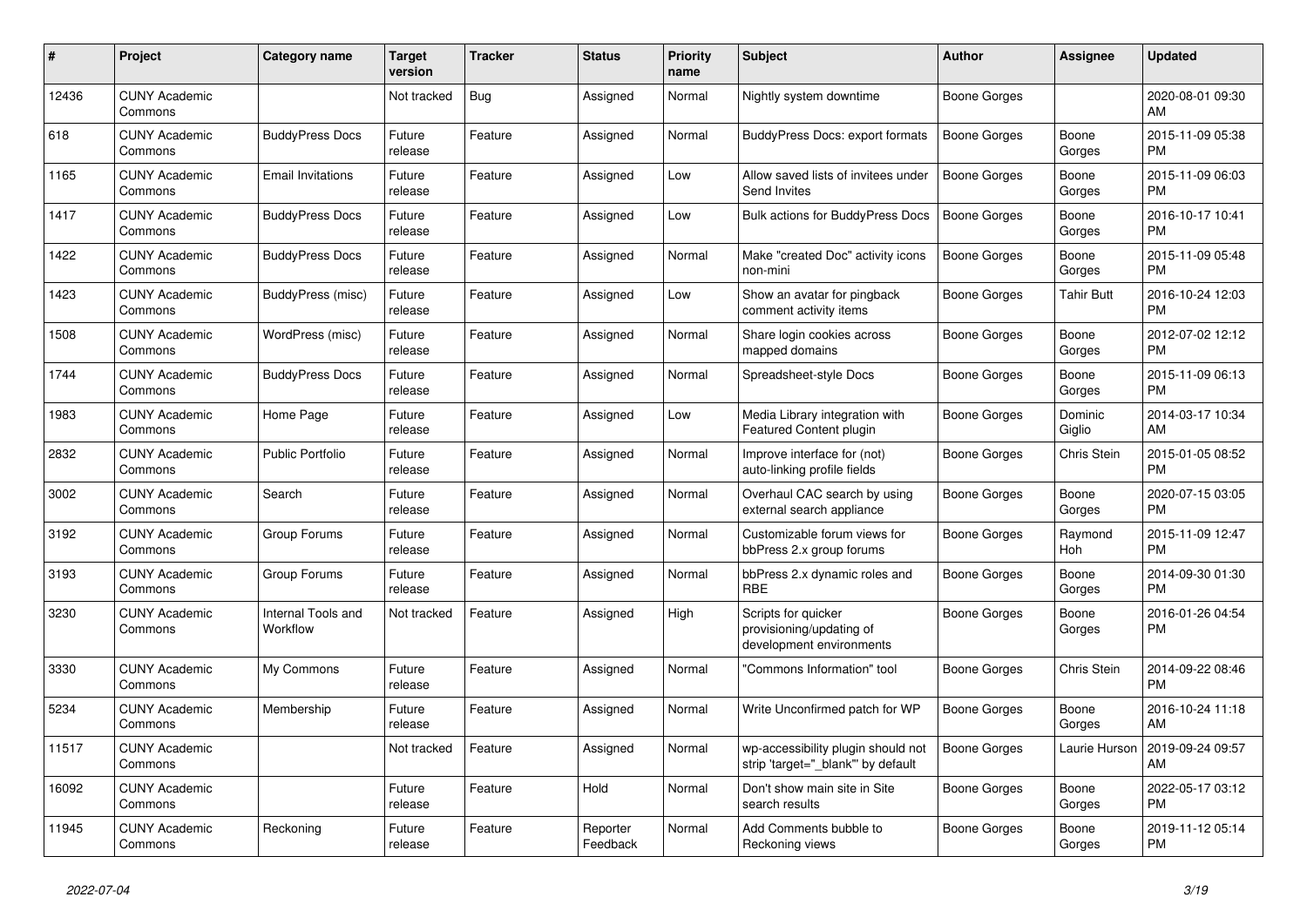| # | Project | Category name | Target version | Tracker | Status | Priority name | Subject | Author | Assignee | Updated |
|---|---|---|---|---|---|---|---|---|---|---|
| 12436 | CUNY Academic Commons | | Not tracked | Bug | Assigned | Normal | Nightly system downtime | Boone Gorges | | 2020-08-01 09:30 AM |
| 618 | CUNY Academic Commons | BuddyPress Docs | Future release | Feature | Assigned | Normal | BuddyPress Docs: export formats | Boone Gorges | Boone Gorges | 2015-11-09 05:38 PM |
| 1165 | CUNY Academic Commons | Email Invitations | Future release | Feature | Assigned | Low | Allow saved lists of invitees under Send Invites | Boone Gorges | Boone Gorges | 2015-11-09 06:03 PM |
| 1417 | CUNY Academic Commons | BuddyPress Docs | Future release | Feature | Assigned | Low | Bulk actions for BuddyPress Docs | Boone Gorges | Boone Gorges | 2016-10-17 10:41 PM |
| 1422 | CUNY Academic Commons | BuddyPress Docs | Future release | Feature | Assigned | Normal | Make "created Doc" activity icons non-mini | Boone Gorges | Boone Gorges | 2015-11-09 05:48 PM |
| 1423 | CUNY Academic Commons | BuddyPress (misc) | Future release | Feature | Assigned | Low | Show an avatar for pingback comment activity items | Boone Gorges | Tahir Butt | 2016-10-24 12:03 PM |
| 1508 | CUNY Academic Commons | WordPress (misc) | Future release | Feature | Assigned | Normal | Share login cookies across mapped domains | Boone Gorges | Boone Gorges | 2012-07-02 12:12 PM |
| 1744 | CUNY Academic Commons | BuddyPress Docs | Future release | Feature | Assigned | Normal | Spreadsheet-style Docs | Boone Gorges | Boone Gorges | 2015-11-09 06:13 PM |
| 1983 | CUNY Academic Commons | Home Page | Future release | Feature | Assigned | Low | Media Library integration with Featured Content plugin | Boone Gorges | Dominic Giglio | 2014-03-17 10:34 AM |
| 2832 | CUNY Academic Commons | Public Portfolio | Future release | Feature | Assigned | Normal | Improve interface for (not) auto-linking profile fields | Boone Gorges | Chris Stein | 2015-01-05 08:52 PM |
| 3002 | CUNY Academic Commons | Search | Future release | Feature | Assigned | Normal | Overhaul CAC search by using external search appliance | Boone Gorges | Boone Gorges | 2020-07-15 03:05 PM |
| 3192 | CUNY Academic Commons | Group Forums | Future release | Feature | Assigned | Normal | Customizable forum views for bbPress 2.x group forums | Boone Gorges | Raymond Hoh | 2015-11-09 12:47 PM |
| 3193 | CUNY Academic Commons | Group Forums | Future release | Feature | Assigned | Normal | bbPress 2.x dynamic roles and RBE | Boone Gorges | Boone Gorges | 2014-09-30 01:30 PM |
| 3230 | CUNY Academic Commons | Internal Tools and Workflow | Not tracked | Feature | Assigned | High | Scripts for quicker provisioning/updating of development environments | Boone Gorges | Boone Gorges | 2016-01-26 04:54 PM |
| 3330 | CUNY Academic Commons | My Commons | Future release | Feature | Assigned | Normal | "Commons Information" tool | Boone Gorges | Chris Stein | 2014-09-22 08:46 PM |
| 5234 | CUNY Academic Commons | Membership | Future release | Feature | Assigned | Normal | Write Unconfirmed patch for WP | Boone Gorges | Boone Gorges | 2016-10-24 11:18 AM |
| 11517 | CUNY Academic Commons | | Not tracked | Feature | Assigned | Normal | wp-accessibility plugin should not strip 'target="_blank"' by default | Boone Gorges | Laurie Hurson | 2019-09-24 09:57 AM |
| 16092 | CUNY Academic Commons | | Future release | Feature | Hold | Normal | Don't show main site in Site search results | Boone Gorges | Boone Gorges | 2022-05-17 03:12 PM |
| 11945 | CUNY Academic Commons | Reckoning | Future release | Feature | Reporter Feedback | Normal | Add Comments bubble to Reckoning views | Boone Gorges | Boone Gorges | 2019-11-12 05:14 PM |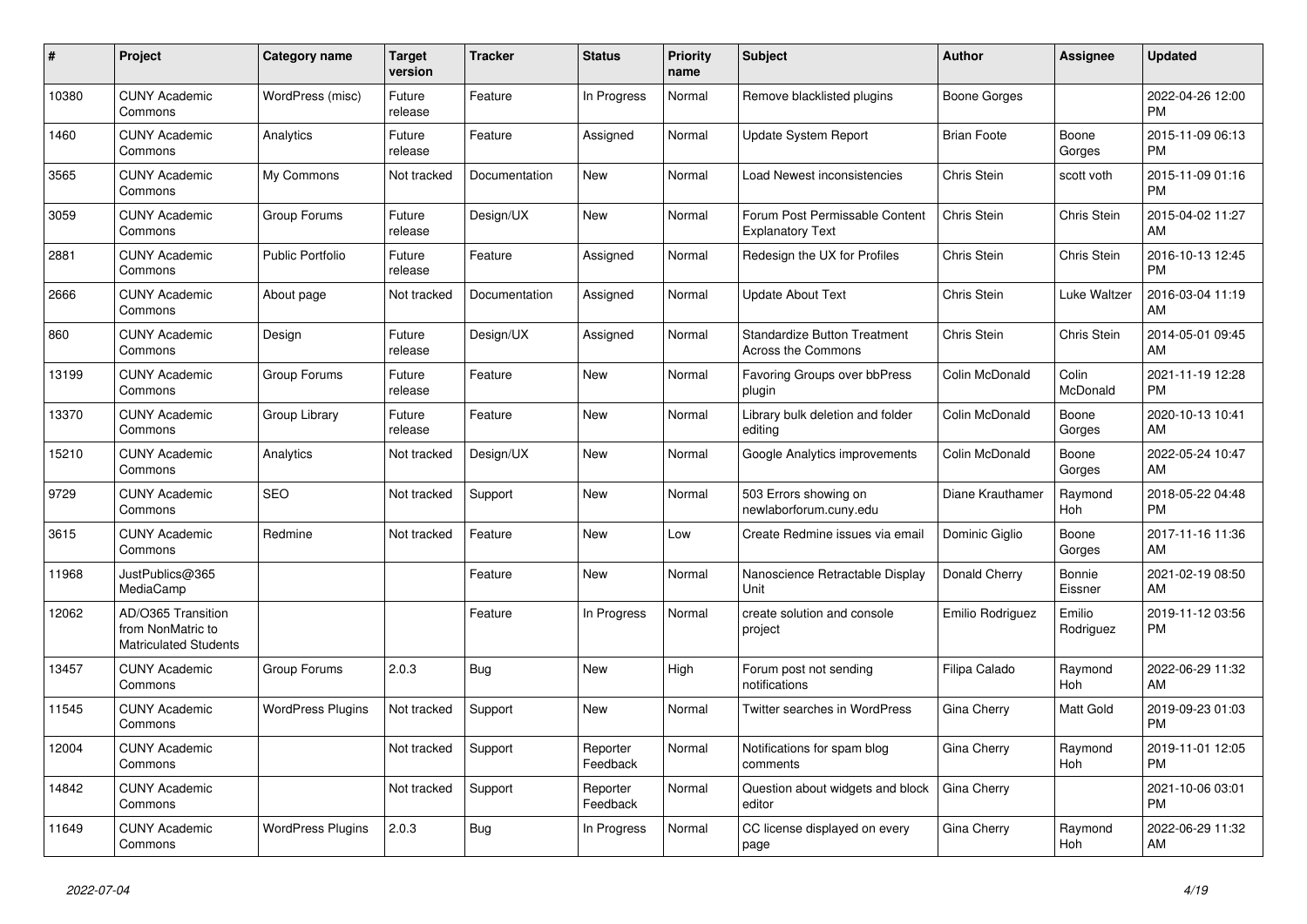| # | Project | Category name | Target version | Tracker | Status | Priority name | Subject | Author | Assignee | Updated |
|---|---|---|---|---|---|---|---|---|---|---|
| 10380 | CUNY Academic Commons | WordPress (misc) | Future release | Feature | In Progress | Normal | Remove blacklisted plugins | Boone Gorges | | 2022-04-26 12:00 PM |
| 1460 | CUNY Academic Commons | Analytics | Future release | Feature | Assigned | Normal | Update System Report | Brian Foote | Boone Gorges | 2015-11-09 06:13 PM |
| 3565 | CUNY Academic Commons | My Commons | Not tracked | Documentation | New | Normal | Load Newest inconsistencies | Chris Stein | scott voth | 2015-11-09 01:16 PM |
| 3059 | CUNY Academic Commons | Group Forums | Future release | Design/UX | New | Normal | Forum Post Permissable Content Explanatory Text | Chris Stein | Chris Stein | 2015-04-02 11:27 AM |
| 2881 | CUNY Academic Commons | Public Portfolio | Future release | Feature | Assigned | Normal | Redesign the UX for Profiles | Chris Stein | Chris Stein | 2016-10-13 12:45 PM |
| 2666 | CUNY Academic Commons | About page | Not tracked | Documentation | Assigned | Normal | Update About Text | Chris Stein | Luke Waltzer | 2016-03-04 11:19 AM |
| 860 | CUNY Academic Commons | Design | Future release | Design/UX | Assigned | Normal | Standardize Button Treatment Across the Commons | Chris Stein | Chris Stein | 2014-05-01 09:45 AM |
| 13199 | CUNY Academic Commons | Group Forums | Future release | Feature | New | Normal | Favoring Groups over bbPress plugin | Colin McDonald | Colin McDonald | 2021-11-19 12:28 PM |
| 13370 | CUNY Academic Commons | Group Library | Future release | Feature | New | Normal | Library bulk deletion and folder editing | Colin McDonald | Boone Gorges | 2020-10-13 10:41 AM |
| 15210 | CUNY Academic Commons | Analytics | Not tracked | Design/UX | New | Normal | Google Analytics improvements | Colin McDonald | Boone Gorges | 2022-05-24 10:47 AM |
| 9729 | CUNY Academic Commons | SEO | Not tracked | Support | New | Normal | 503 Errors showing on newlaborforum.cuny.edu | Diane Krauthamer | Raymond Hoh | 2018-05-22 04:48 PM |
| 3615 | CUNY Academic Commons | Redmine | Not tracked | Feature | New | Low | Create Redmine issues via email | Dominic Giglio | Boone Gorges | 2017-11-16 11:36 AM |
| 11968 | JustPublics@365 MediaCamp | | | Feature | New | Normal | Nanoscience Retractable Display Unit | Donald Cherry | Bonnie Eissner | 2021-02-19 08:50 AM |
| 12062 | AD/O365 Transition from NonMatric to Matriculated Students | | | Feature | In Progress | Normal | create solution and console project | Emilio Rodriguez | Emilio Rodriguez | 2019-11-12 03:56 PM |
| 13457 | CUNY Academic Commons | Group Forums | 2.0.3 | Bug | New | High | Forum post not sending notifications | Filipa Calado | Raymond Hoh | 2022-06-29 11:32 AM |
| 11545 | CUNY Academic Commons | WordPress Plugins | Not tracked | Support | New | Normal | Twitter searches in WordPress | Gina Cherry | Matt Gold | 2019-09-23 01:03 PM |
| 12004 | CUNY Academic Commons | | Not tracked | Support | Reporter Feedback | Normal | Notifications for spam blog comments | Gina Cherry | Raymond Hoh | 2019-11-01 12:05 PM |
| 14842 | CUNY Academic Commons | | Not tracked | Support | Reporter Feedback | Normal | Question about widgets and block editor | Gina Cherry | | 2021-10-06 03:01 PM |
| 11649 | CUNY Academic Commons | WordPress Plugins | 2.0.3 | Bug | In Progress | Normal | CC license displayed on every page | Gina Cherry | Raymond Hoh | 2022-06-29 11:32 AM |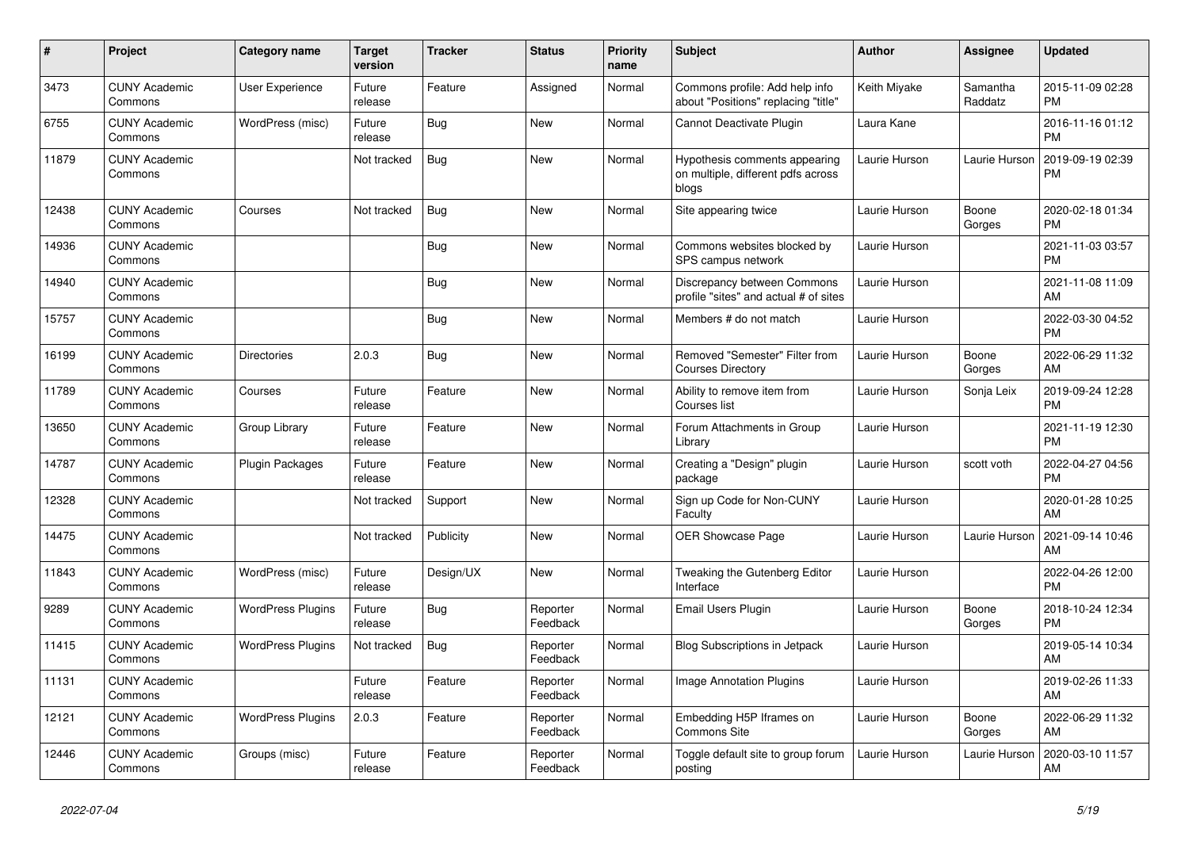| # | Project | Category name | Target version | Tracker | Status | Priority name | Subject | Author | Assignee | Updated |
|---|---|---|---|---|---|---|---|---|---|---|
| 3473 | CUNY Academic Commons | User Experience | Future release | Feature | Assigned | Normal | Commons profile: Add help info about "Positions" replacing "title" | Keith Miyake | Samantha Raddatz | 2015-11-09 02:28 PM |
| 6755 | CUNY Academic Commons | WordPress (misc) | Future release | Bug | New | Normal | Cannot Deactivate Plugin | Laura Kane | | 2016-11-16 01:12 PM |
| 11879 | CUNY Academic Commons | | Not tracked | Bug | New | Normal | Hypothesis comments appearing on multiple, different pdfs across blogs | Laurie Hurson | Laurie Hurson | 2019-09-19 02:39 PM |
| 12438 | CUNY Academic Commons | Courses | Not tracked | Bug | New | Normal | Site appearing twice | Laurie Hurson | Boone Gorges | 2020-02-18 01:34 PM |
| 14936 | CUNY Academic Commons | | | Bug | New | Normal | Commons websites blocked by SPS campus network | Laurie Hurson | | 2021-11-03 03:57 PM |
| 14940 | CUNY Academic Commons | | | Bug | New | Normal | Discrepancy between Commons profile "sites" and actual # of sites | Laurie Hurson | | 2021-11-08 11:09 AM |
| 15757 | CUNY Academic Commons | | | Bug | New | Normal | Members # do not match | Laurie Hurson | | 2022-03-30 04:52 PM |
| 16199 | CUNY Academic Commons | Directories | 2.0.3 | Bug | New | Normal | Removed "Semester" Filter from Courses Directory | Laurie Hurson | Boone Gorges | 2022-06-29 11:32 AM |
| 11789 | CUNY Academic Commons | Courses | Future release | Feature | New | Normal | Ability to remove item from Courses list | Laurie Hurson | Sonja Leix | 2019-09-24 12:28 PM |
| 13650 | CUNY Academic Commons | Group Library | Future release | Feature | New | Normal | Forum Attachments in Group Library | Laurie Hurson | | 2021-11-19 12:30 PM |
| 14787 | CUNY Academic Commons | Plugin Packages | Future release | Feature | New | Normal | Creating a "Design" plugin package | Laurie Hurson | scott voth | 2022-04-27 04:56 PM |
| 12328 | CUNY Academic Commons | | Not tracked | Support | New | Normal | Sign up Code for Non-CUNY Faculty | Laurie Hurson | | 2020-01-28 10:25 AM |
| 14475 | CUNY Academic Commons | | Not tracked | Publicity | New | Normal | OER Showcase Page | Laurie Hurson | Laurie Hurson | 2021-09-14 10:46 AM |
| 11843 | CUNY Academic Commons | WordPress (misc) | Future release | Design/UX | New | Normal | Tweaking the Gutenberg Editor Interface | Laurie Hurson | | 2022-04-26 12:00 PM |
| 9289 | CUNY Academic Commons | WordPress Plugins | Future release | Bug | Reporter Feedback | Normal | Email Users Plugin | Laurie Hurson | Boone Gorges | 2018-10-24 12:34 PM |
| 11415 | CUNY Academic Commons | WordPress Plugins | Not tracked | Bug | Reporter Feedback | Normal | Blog Subscriptions in Jetpack | Laurie Hurson | | 2019-05-14 10:34 AM |
| 11131 | CUNY Academic Commons | | Future release | Feature | Reporter Feedback | Normal | Image Annotation Plugins | Laurie Hurson | | 2019-02-26 11:33 AM |
| 12121 | CUNY Academic Commons | WordPress Plugins | 2.0.3 | Feature | Reporter Feedback | Normal | Embedding H5P Iframes on Commons Site | Laurie Hurson | Boone Gorges | 2022-06-29 11:32 AM |
| 12446 | CUNY Academic Commons | Groups (misc) | Future release | Feature | Reporter Feedback | Normal | Toggle default site to group forum posting | Laurie Hurson | Laurie Hurson | 2020-03-10 11:57 AM |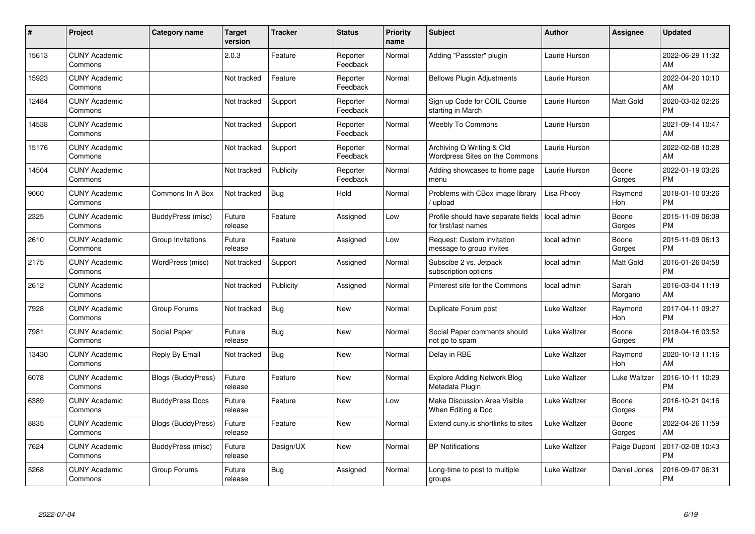| # | Project | Category name | Target version | Tracker | Status | Priority name | Subject | Author | Assignee | Updated |
|---|---|---|---|---|---|---|---|---|---|---|
| 15613 | CUNY Academic Commons | | 2.0.3 | Feature | Reporter Feedback | Normal | Adding "Passster" plugin | Laurie Hurson | | 2022-06-29 11:32 AM |
| 15923 | CUNY Academic Commons | | Not tracked | Feature | Reporter Feedback | Normal | Bellows Plugin Adjustments | Laurie Hurson | | 2022-04-20 10:10 AM |
| 12484 | CUNY Academic Commons | | Not tracked | Support | Reporter Feedback | Normal | Sign up Code for COIL Course starting in March | Laurie Hurson | Matt Gold | 2020-03-02 02:26 PM |
| 14538 | CUNY Academic Commons | | Not tracked | Support | Reporter Feedback | Normal | Weebly To Commons | Laurie Hurson | | 2021-09-14 10:47 AM |
| 15176 | CUNY Academic Commons | | Not tracked | Support | Reporter Feedback | Normal | Archiving Q Writing & Old Wordpress Sites on the Commons | Laurie Hurson | | 2022-02-08 10:28 AM |
| 14504 | CUNY Academic Commons | | Not tracked | Publicity | Reporter Feedback | Normal | Adding showcases to home page menu | Laurie Hurson | Boone Gorges | 2022-01-19 03:26 PM |
| 9060 | CUNY Academic Commons | Commons In A Box | Not tracked | Bug | Hold | Normal | Problems with CBox image library / upload | Lisa Rhody | Raymond Hoh | 2018-01-10 03:26 PM |
| 2325 | CUNY Academic Commons | BuddyPress (misc) | Future release | Feature | Assigned | Low | Profile should have separate fields for first/last names | local admin | Boone Gorges | 2015-11-09 06:09 PM |
| 2610 | CUNY Academic Commons | Group Invitations | Future release | Feature | Assigned | Low | Request: Custom invitation message to group invites | local admin | Boone Gorges | 2015-11-09 06:13 PM |
| 2175 | CUNY Academic Commons | WordPress (misc) | Not tracked | Support | Assigned | Normal | Subscibe 2 vs. Jetpack subscription options | local admin | Matt Gold | 2016-01-26 04:58 PM |
| 2612 | CUNY Academic Commons | | Not tracked | Publicity | Assigned | Normal | Pinterest site for the Commons | local admin | Sarah Morgano | 2016-03-04 11:19 AM |
| 7928 | CUNY Academic Commons | Group Forums | Not tracked | Bug | New | Normal | Duplicate Forum post | Luke Waltzer | Raymond Hoh | 2017-04-11 09:27 PM |
| 7981 | CUNY Academic Commons | Social Paper | Future release | Bug | New | Normal | Social Paper comments should not go to spam | Luke Waltzer | Boone Gorges | 2018-04-16 03:52 PM |
| 13430 | CUNY Academic Commons | Reply By Email | Not tracked | Bug | New | Normal | Delay in RBE | Luke Waltzer | Raymond Hoh | 2020-10-13 11:16 AM |
| 6078 | CUNY Academic Commons | Blogs (BuddyPress) | Future release | Feature | New | Normal | Explore Adding Network Blog Metadata Plugin | Luke Waltzer | Luke Waltzer | 2016-10-11 10:29 PM |
| 6389 | CUNY Academic Commons | BuddyPress Docs | Future release | Feature | New | Low | Make Discussion Area Visible When Editing a Doc | Luke Waltzer | Boone Gorges | 2016-10-21 04:16 PM |
| 8835 | CUNY Academic Commons | Blogs (BuddyPress) | Future release | Feature | New | Normal | Extend cuny.is shortlinks to sites | Luke Waltzer | Boone Gorges | 2022-04-26 11:59 AM |
| 7624 | CUNY Academic Commons | BuddyPress (misc) | Future release | Design/UX | New | Normal | BP Notifications | Luke Waltzer | Paige Dupont | 2017-02-08 10:43 PM |
| 5268 | CUNY Academic Commons | Group Forums | Future release | Bug | Assigned | Normal | Long-time to post to multiple groups | Luke Waltzer | Daniel Jones | 2016-09-07 06:31 PM |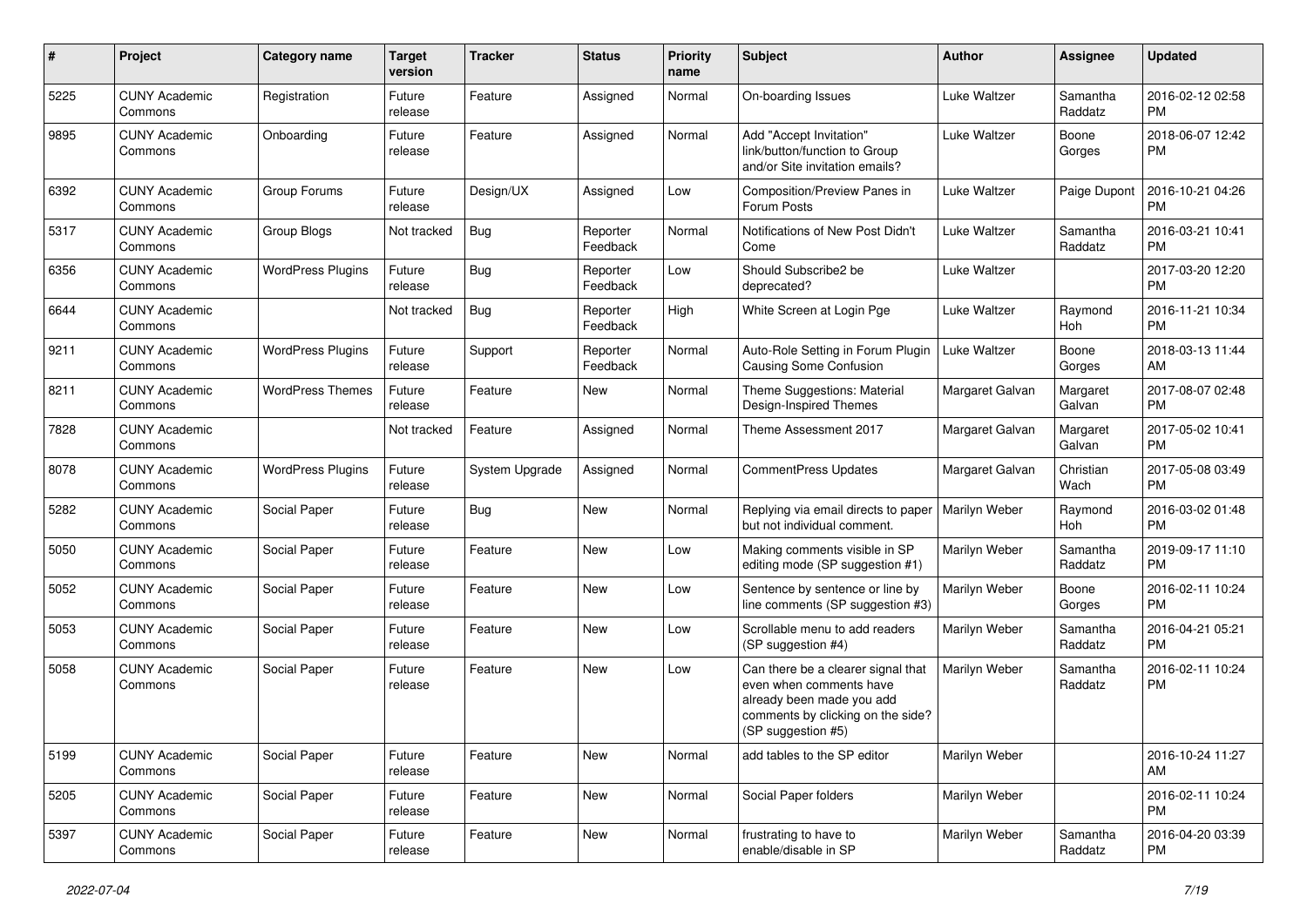| # | Project | Category name | Target version | Tracker | Status | Priority name | Subject | Author | Assignee | Updated |
|---|---|---|---|---|---|---|---|---|---|---|
| 5225 | CUNY Academic Commons | Registration | Future release | Feature | Assigned | Normal | On-boarding Issues | Luke Waltzer | Samantha Raddatz | 2016-02-12 02:58 PM |
| 9895 | CUNY Academic Commons | Onboarding | Future release | Feature | Assigned | Normal | Add "Accept Invitation" link/button/function to Group and/or Site invitation emails? | Luke Waltzer | Boone Gorges | 2018-06-07 12:42 PM |
| 6392 | CUNY Academic Commons | Group Forums | Future release | Design/UX | Assigned | Low | Composition/Preview Panes in Forum Posts | Luke Waltzer | Paige Dupont | 2016-10-21 04:26 PM |
| 5317 | CUNY Academic Commons | Group Blogs | Not tracked | Bug | Reporter Feedback | Normal | Notifications of New Post Didn't Come | Luke Waltzer | Samantha Raddatz | 2016-03-21 10:41 PM |
| 6356 | CUNY Academic Commons | WordPress Plugins | Future release | Bug | Reporter Feedback | Low | Should Subscribe2 be deprecated? | Luke Waltzer | | 2017-03-20 12:20 PM |
| 6644 | CUNY Academic Commons | | Not tracked | Bug | Reporter Feedback | High | White Screen at Login Pge | Luke Waltzer | Raymond Hoh | 2016-11-21 10:34 PM |
| 9211 | CUNY Academic Commons | WordPress Plugins | Future release | Support | Reporter Feedback | Normal | Auto-Role Setting in Forum Plugin Causing Some Confusion | Luke Waltzer | Boone Gorges | 2018-03-13 11:44 AM |
| 8211 | CUNY Academic Commons | WordPress Themes | Future release | Feature | New | Normal | Theme Suggestions: Material Design-Inspired Themes | Margaret Galvan | Margaret Galvan | 2017-08-07 02:48 PM |
| 7828 | CUNY Academic Commons | | Not tracked | Feature | Assigned | Normal | Theme Assessment 2017 | Margaret Galvan | Margaret Galvan | 2017-05-02 10:41 PM |
| 8078 | CUNY Academic Commons | WordPress Plugins | Future release | System Upgrade | Assigned | Normal | CommentPress Updates | Margaret Galvan | Christian Wach | 2017-05-08 03:49 PM |
| 5282 | CUNY Academic Commons | Social Paper | Future release | Bug | New | Normal | Replying via email directs to paper but not individual comment. | Marilyn Weber | Raymond Hoh | 2016-03-02 01:48 PM |
| 5050 | CUNY Academic Commons | Social Paper | Future release | Feature | New | Low | Making comments visible in SP editing mode (SP suggestion #1) | Marilyn Weber | Samantha Raddatz | 2019-09-17 11:10 PM |
| 5052 | CUNY Academic Commons | Social Paper | Future release | Feature | New | Low | Sentence by sentence or line by line comments (SP suggestion #3) | Marilyn Weber | Boone Gorges | 2016-02-11 10:24 PM |
| 5053 | CUNY Academic Commons | Social Paper | Future release | Feature | New | Low | Scrollable menu to add readers (SP suggestion #4) | Marilyn Weber | Samantha Raddatz | 2016-04-21 05:21 PM |
| 5058 | CUNY Academic Commons | Social Paper | Future release | Feature | New | Low | Can there be a clearer signal that even when comments have already been made you add comments by clicking on the side? (SP suggestion #5) | Marilyn Weber | Samantha Raddatz | 2016-02-11 10:24 PM |
| 5199 | CUNY Academic Commons | Social Paper | Future release | Feature | New | Normal | add tables to the SP editor | Marilyn Weber | | 2016-10-24 11:27 AM |
| 5205 | CUNY Academic Commons | Social Paper | Future release | Feature | New | Normal | Social Paper folders | Marilyn Weber | | 2016-02-11 10:24 PM |
| 5397 | CUNY Academic Commons | Social Paper | Future release | Feature | New | Normal | frustrating to have to enable/disable in SP | Marilyn Weber | Samantha Raddatz | 2016-04-20 03:39 PM |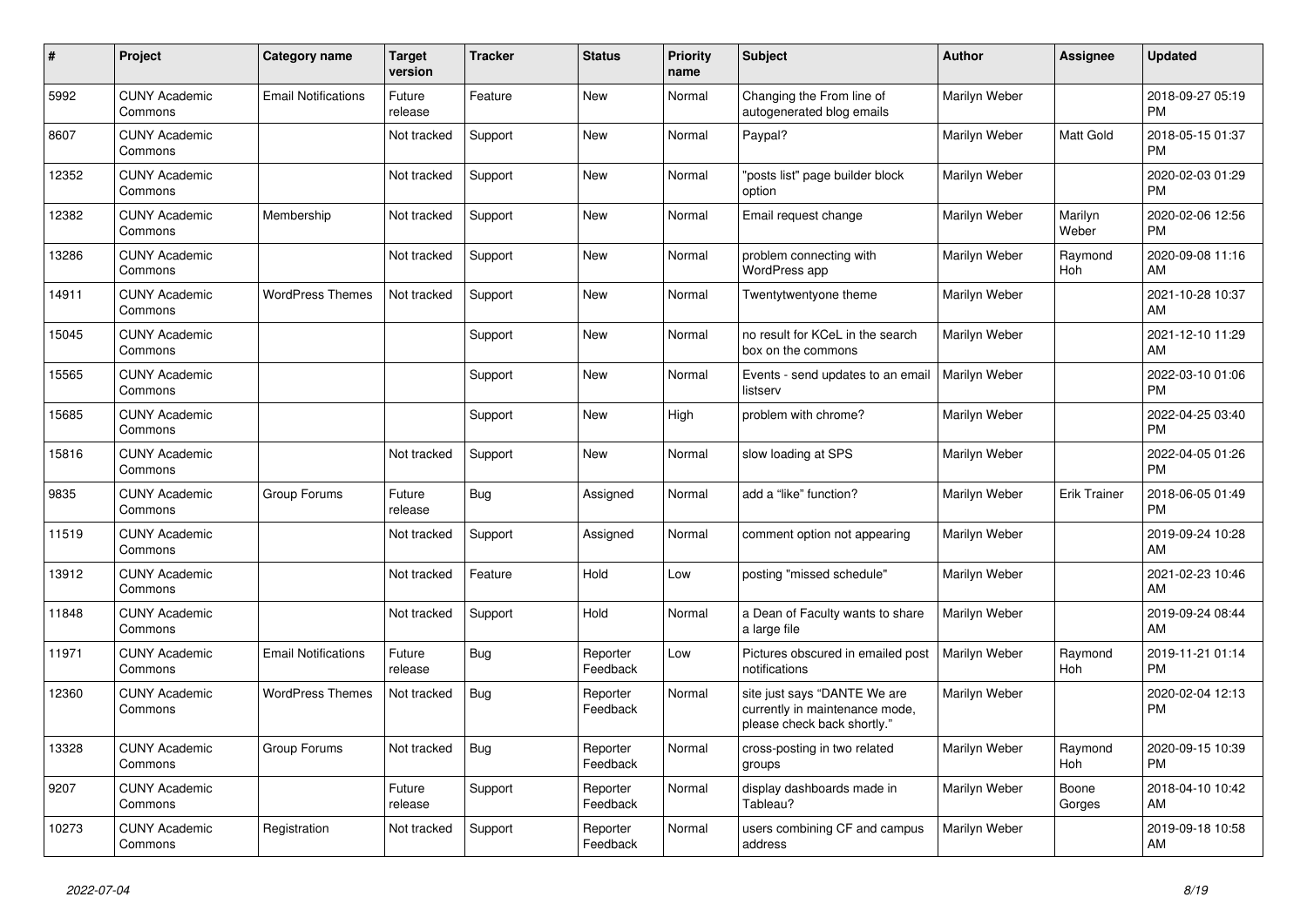| # | Project | Category name | Target version | Tracker | Status | Priority name | Subject | Author | Assignee | Updated |
|---|---|---|---|---|---|---|---|---|---|---|
| 5992 | CUNY Academic Commons | Email Notifications | Future release | Feature | New | Normal | Changing the From line of autogenerated blog emails | Marilyn Weber | | 2018-09-27 05:19 PM |
| 8607 | CUNY Academic Commons | | Not tracked | Support | New | Normal | Paypal? | Marilyn Weber | Matt Gold | 2018-05-15 01:37 PM |
| 12352 | CUNY Academic Commons | | Not tracked | Support | New | Normal | "posts list" page builder block option | Marilyn Weber | | 2020-02-03 01:29 PM |
| 12382 | CUNY Academic Commons | Membership | Not tracked | Support | New | Normal | Email request change | Marilyn Weber | Marilyn Weber | 2020-02-06 12:56 PM |
| 13286 | CUNY Academic Commons | | Not tracked | Support | New | Normal | problem connecting with WordPress app | Marilyn Weber | Raymond Hoh | 2020-09-08 11:16 AM |
| 14911 | CUNY Academic Commons | WordPress Themes | Not tracked | Support | New | Normal | Twentytwentyone theme | Marilyn Weber | | 2021-10-28 10:37 AM |
| 15045 | CUNY Academic Commons | | | Support | New | Normal | no result for KCeL in the search box on the commons | Marilyn Weber | | 2021-12-10 11:29 AM |
| 15565 | CUNY Academic Commons | | | Support | New | Normal | Events - send updates to an email listserv | Marilyn Weber | | 2022-03-10 01:06 PM |
| 15685 | CUNY Academic Commons | | | Support | New | High | problem with chrome? | Marilyn Weber | | 2022-04-25 03:40 PM |
| 15816 | CUNY Academic Commons | | Not tracked | Support | New | Normal | slow loading at SPS | Marilyn Weber | | 2022-04-05 01:26 PM |
| 9835 | CUNY Academic Commons | Group Forums | Future release | Bug | Assigned | Normal | add a "like" function? | Marilyn Weber | Erik Trainer | 2018-06-05 01:49 PM |
| 11519 | CUNY Academic Commons | | Not tracked | Support | Assigned | Normal | comment option not appearing | Marilyn Weber | | 2019-09-24 10:28 AM |
| 13912 | CUNY Academic Commons | | Not tracked | Feature | Hold | Low | posting "missed schedule" | Marilyn Weber | | 2021-02-23 10:46 AM |
| 11848 | CUNY Academic Commons | | Not tracked | Support | Hold | Normal | a Dean of Faculty wants to share a large file | Marilyn Weber | | 2019-09-24 08:44 AM |
| 11971 | CUNY Academic Commons | Email Notifications | Future release | Bug | Reporter Feedback | Low | Pictures obscured in emailed post notifications | Marilyn Weber | Raymond Hoh | 2019-11-21 01:14 PM |
| 12360 | CUNY Academic Commons | WordPress Themes | Not tracked | Bug | Reporter Feedback | Normal | site just says "DANTE We are currently in maintenance mode, please check back shortly." | Marilyn Weber | | 2020-02-04 12:13 PM |
| 13328 | CUNY Academic Commons | Group Forums | Not tracked | Bug | Reporter Feedback | Normal | cross-posting in two related groups | Marilyn Weber | Raymond Hoh | 2020-09-15 10:39 PM |
| 9207 | CUNY Academic Commons | | Future release | Support | Reporter Feedback | Normal | display dashboards made in Tableau? | Marilyn Weber | Boone Gorges | 2018-04-10 10:42 AM |
| 10273 | CUNY Academic Commons | Registration | Not tracked | Support | Reporter Feedback | Normal | users combining CF and campus address | Marilyn Weber | | 2019-09-18 10:58 AM |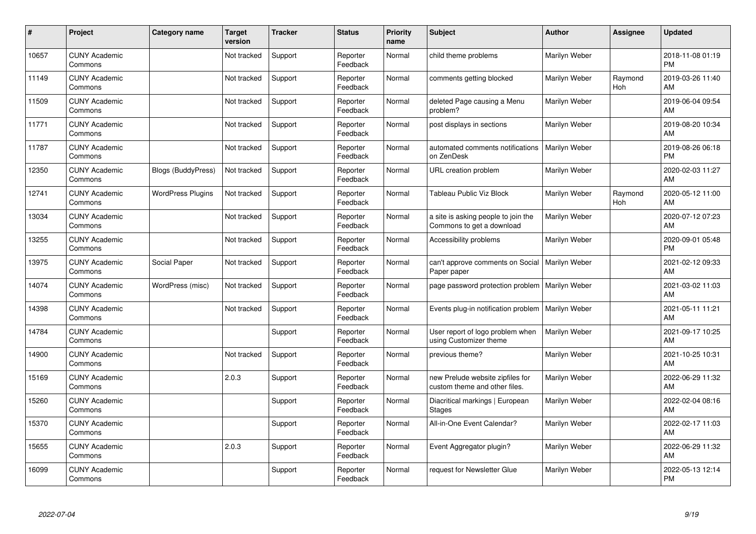| # | Project | Category name | Target version | Tracker | Status | Priority name | Subject | Author | Assignee | Updated |
|---|---|---|---|---|---|---|---|---|---|---|
| 10657 | CUNY Academic Commons | | Not tracked | Support | Reporter Feedback | Normal | child theme problems | Marilyn Weber | | 2018-11-08 01:19 PM |
| 11149 | CUNY Academic Commons | | Not tracked | Support | Reporter Feedback | Normal | comments getting blocked | Marilyn Weber | Raymond Hoh | 2019-03-26 11:40 AM |
| 11509 | CUNY Academic Commons | | Not tracked | Support | Reporter Feedback | Normal | deleted Page causing a Menu problem? | Marilyn Weber | | 2019-06-04 09:54 AM |
| 11771 | CUNY Academic Commons | | Not tracked | Support | Reporter Feedback | Normal | post displays in sections | Marilyn Weber | | 2019-08-20 10:34 AM |
| 11787 | CUNY Academic Commons | | Not tracked | Support | Reporter Feedback | Normal | automated comments notifications on ZenDesk | Marilyn Weber | | 2019-08-26 06:18 PM |
| 12350 | CUNY Academic Commons | Blogs (BuddyPress) | Not tracked | Support | Reporter Feedback | Normal | URL creation problem | Marilyn Weber | | 2020-02-03 11:27 AM |
| 12741 | CUNY Academic Commons | WordPress Plugins | Not tracked | Support | Reporter Feedback | Normal | Tableau Public Viz Block | Marilyn Weber | Raymond Hoh | 2020-05-12 11:00 AM |
| 13034 | CUNY Academic Commons | | Not tracked | Support | Reporter Feedback | Normal | a site is asking people to join the Commons to get a download | Marilyn Weber | | 2020-07-12 07:23 AM |
| 13255 | CUNY Academic Commons | | Not tracked | Support | Reporter Feedback | Normal | Accessibility problems | Marilyn Weber | | 2020-09-01 05:48 PM |
| 13975 | CUNY Academic Commons | Social Paper | Not tracked | Support | Reporter Feedback | Normal | can't approve comments on Social Paper paper | Marilyn Weber | | 2021-02-12 09:33 AM |
| 14074 | CUNY Academic Commons | WordPress (misc) | Not tracked | Support | Reporter Feedback | Normal | page password protection problem | Marilyn Weber | | 2021-03-02 11:03 AM |
| 14398 | CUNY Academic Commons | | Not tracked | Support | Reporter Feedback | Normal | Events plug-in notification problem | Marilyn Weber | | 2021-05-11 11:21 AM |
| 14784 | CUNY Academic Commons | | | Support | Reporter Feedback | Normal | User report of logo problem when using Customizer theme | Marilyn Weber | | 2021-09-17 10:25 AM |
| 14900 | CUNY Academic Commons | | Not tracked | Support | Reporter Feedback | Normal | previous theme? | Marilyn Weber | | 2021-10-25 10:31 AM |
| 15169 | CUNY Academic Commons | | 2.0.3 | Support | Reporter Feedback | Normal | new Prelude website zipfiles for custom theme and other files. | Marilyn Weber | | 2022-06-29 11:32 AM |
| 15260 | CUNY Academic Commons | | | Support | Reporter Feedback | Normal | Diacritical markings \| European Stages | Marilyn Weber | | 2022-02-04 08:16 AM |
| 15370 | CUNY Academic Commons | | | Support | Reporter Feedback | Normal | All-in-One Event Calendar? | Marilyn Weber | | 2022-02-17 11:03 AM |
| 15655 | CUNY Academic Commons | | 2.0.3 | Support | Reporter Feedback | Normal | Event Aggregator plugin? | Marilyn Weber | | 2022-06-29 11:32 AM |
| 16099 | CUNY Academic Commons | | | Support | Reporter Feedback | Normal | request for Newsletter Glue | Marilyn Weber | | 2022-05-13 12:14 PM |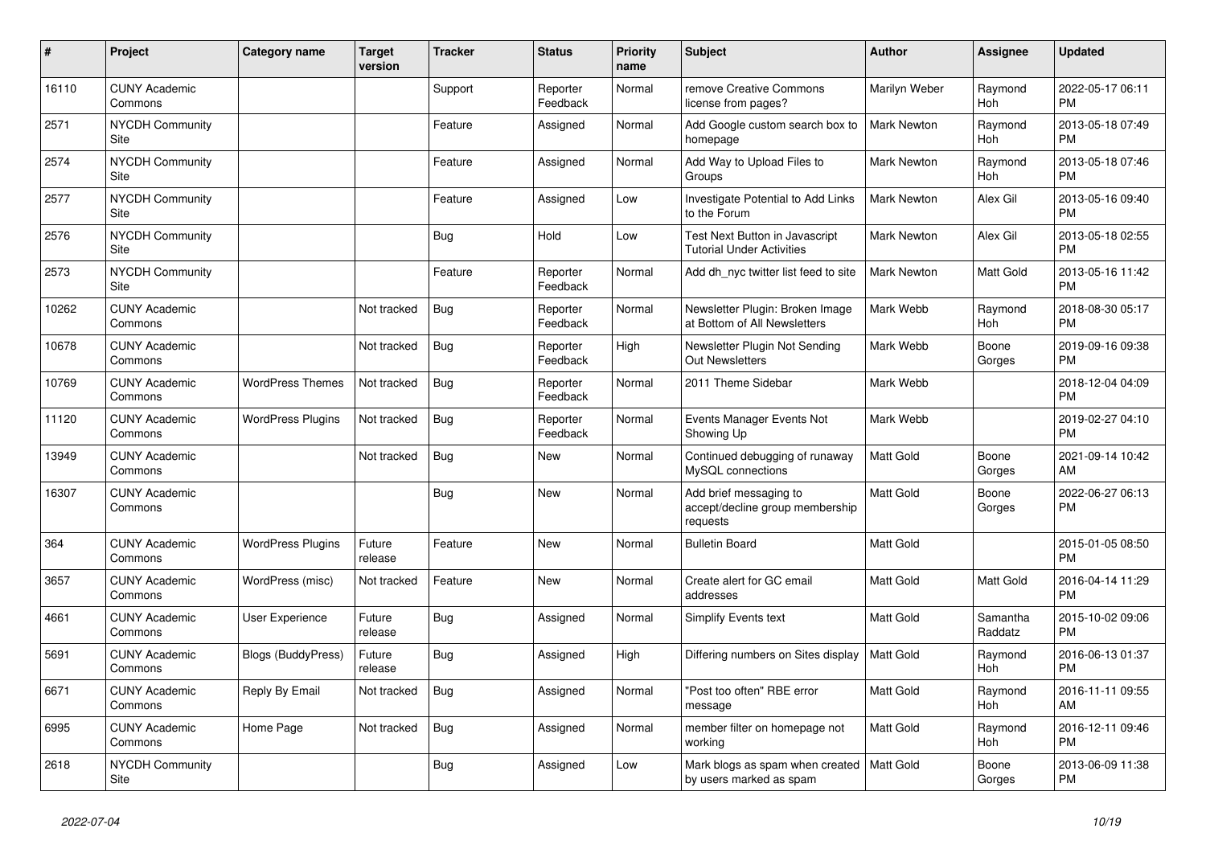| # | Project | Category name | Target version | Tracker | Status | Priority name | Subject | Author | Assignee | Updated |
|---|---|---|---|---|---|---|---|---|---|---|
| 16110 | CUNY Academic Commons | | | Support | Reporter Feedback | Normal | remove Creative Commons license from pages? | Marilyn Weber | Raymond Hoh | 2022-05-17 06:11 PM |
| 2571 | NYCDH Community Site | | | Feature | Assigned | Normal | Add Google custom search box to homepage | Mark Newton | Raymond Hoh | 2013-05-18 07:49 PM |
| 2574 | NYCDH Community Site | | | Feature | Assigned | Normal | Add Way to Upload Files to Groups | Mark Newton | Raymond Hoh | 2013-05-18 07:46 PM |
| 2577 | NYCDH Community Site | | | Feature | Assigned | Low | Investigate Potential to Add Links to the Forum | Mark Newton | Alex Gil | 2013-05-16 09:40 PM |
| 2576 | NYCDH Community Site | | | Bug | Hold | Low | Test Next Button in Javascript Tutorial Under Activities | Mark Newton | Alex Gil | 2013-05-18 02:55 PM |
| 2573 | NYCDH Community Site | | | Feature | Reporter Feedback | Normal | Add dh_nyc twitter list feed to site | Mark Newton | Matt Gold | 2013-05-16 11:42 PM |
| 10262 | CUNY Academic Commons | | Not tracked | Bug | Reporter Feedback | Normal | Newsletter Plugin: Broken Image at Bottom of All Newsletters | Mark Webb | Raymond Hoh | 2018-08-30 05:17 PM |
| 10678 | CUNY Academic Commons | | Not tracked | Bug | Reporter Feedback | High | Newsletter Plugin Not Sending Out Newsletters | Mark Webb | Boone Gorges | 2019-09-16 09:38 PM |
| 10769 | CUNY Academic Commons | WordPress Themes | Not tracked | Bug | Reporter Feedback | Normal | 2011 Theme Sidebar | Mark Webb | | 2018-12-04 04:09 PM |
| 11120 | CUNY Academic Commons | WordPress Plugins | Not tracked | Bug | Reporter Feedback | Normal | Events Manager Events Not Showing Up | Mark Webb | | 2019-02-27 04:10 PM |
| 13949 | CUNY Academic Commons | | Not tracked | Bug | New | Normal | Continued debugging of runaway MySQL connections | Matt Gold | Boone Gorges | 2021-09-14 10:42 AM |
| 16307 | CUNY Academic Commons | | | Bug | New | Normal | Add brief messaging to accept/decline group membership requests | Matt Gold | Boone Gorges | 2022-06-27 06:13 PM |
| 364 | CUNY Academic Commons | WordPress Plugins | Future release | Feature | New | Normal | Bulletin Board | Matt Gold | | 2015-01-05 08:50 PM |
| 3657 | CUNY Academic Commons | WordPress (misc) | Not tracked | Feature | New | Normal | Create alert for GC email addresses | Matt Gold | Matt Gold | 2016-04-14 11:29 PM |
| 4661 | CUNY Academic Commons | User Experience | Future release | Bug | Assigned | Normal | Simplify Events text | Matt Gold | Samantha Raddatz | 2015-10-02 09:06 PM |
| 5691 | CUNY Academic Commons | Blogs (BuddyPress) | Future release | Bug | Assigned | High | Differing numbers on Sites display | Matt Gold | Raymond Hoh | 2016-06-13 01:37 PM |
| 6671 | CUNY Academic Commons | Reply By Email | Not tracked | Bug | Assigned | Normal | "Post too often" RBE error message | Matt Gold | Raymond Hoh | 2016-11-11 09:55 AM |
| 6995 | CUNY Academic Commons | Home Page | Not tracked | Bug | Assigned | Normal | member filter on homepage not working | Matt Gold | Raymond Hoh | 2016-12-11 09:46 PM |
| 2618 | NYCDH Community Site | | | Bug | Assigned | Low | Mark blogs as spam when created by users marked as spam | Matt Gold | Boone Gorges | 2013-06-09 11:38 PM |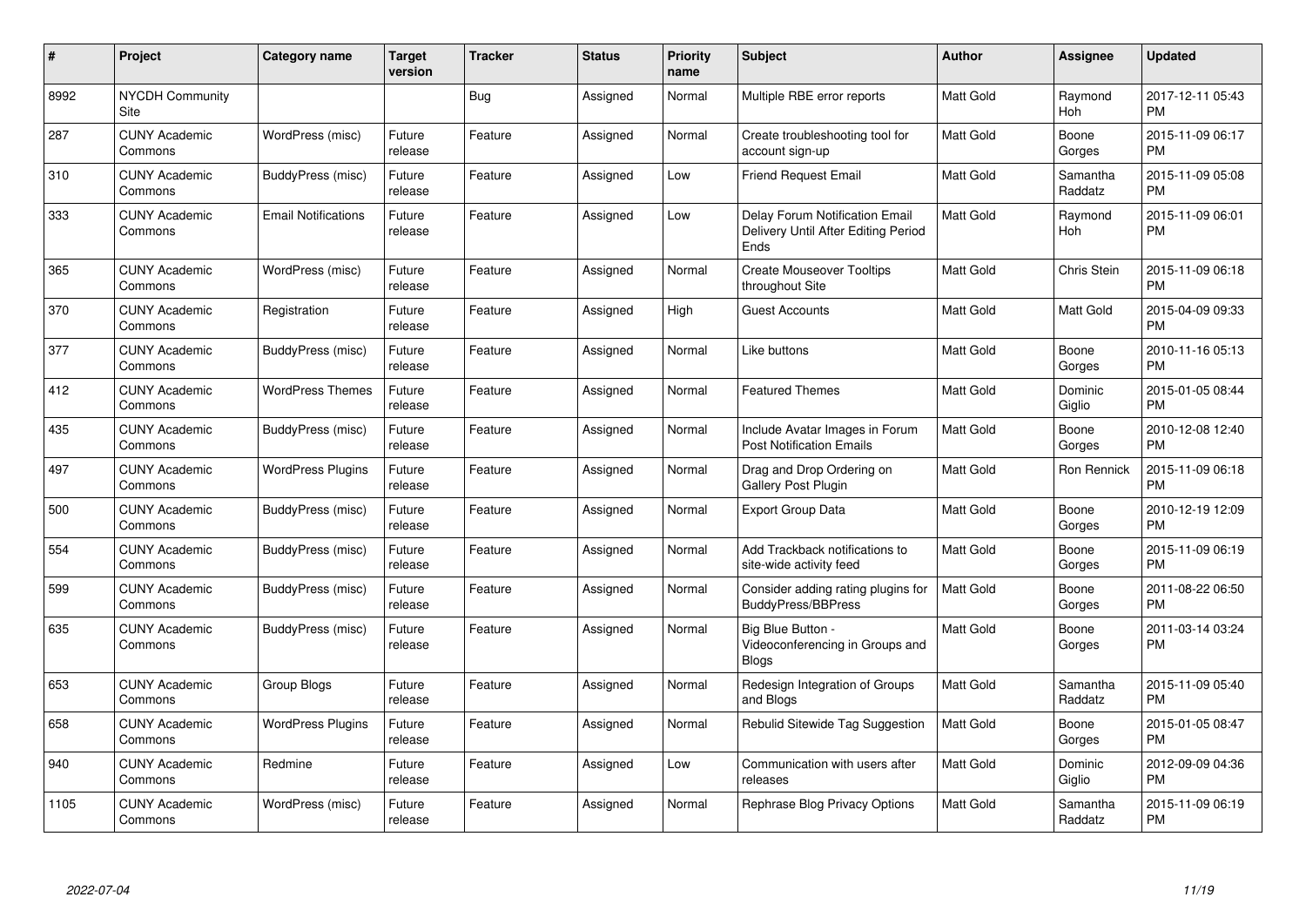| # | Project | Category name | Target version | Tracker | Status | Priority name | Subject | Author | Assignee | Updated |
|---|---|---|---|---|---|---|---|---|---|---|
| 8992 | NYCDH Community Site | | | Bug | Assigned | Normal | Multiple RBE error reports | Matt Gold | Raymond Hoh | 2017-12-11 05:43 PM |
| 287 | CUNY Academic Commons | WordPress (misc) | Future release | Feature | Assigned | Normal | Create troubleshooting tool for account sign-up | Matt Gold | Boone Gorges | 2015-11-09 06:17 PM |
| 310 | CUNY Academic Commons | BuddyPress (misc) | Future release | Feature | Assigned | Low | Friend Request Email | Matt Gold | Samantha Raddatz | 2015-11-09 05:08 PM |
| 333 | CUNY Academic Commons | Email Notifications | Future release | Feature | Assigned | Low | Delay Forum Notification Email Delivery Until After Editing Period Ends | Matt Gold | Raymond Hoh | 2015-11-09 06:01 PM |
| 365 | CUNY Academic Commons | WordPress (misc) | Future release | Feature | Assigned | Normal | Create Mouseover Tooltips throughout Site | Matt Gold | Chris Stein | 2015-11-09 06:18 PM |
| 370 | CUNY Academic Commons | Registration | Future release | Feature | Assigned | High | Guest Accounts | Matt Gold | Matt Gold | 2015-04-09 09:33 PM |
| 377 | CUNY Academic Commons | BuddyPress (misc) | Future release | Feature | Assigned | Normal | Like buttons | Matt Gold | Boone Gorges | 2010-11-16 05:13 PM |
| 412 | CUNY Academic Commons | WordPress Themes | Future release | Feature | Assigned | Normal | Featured Themes | Matt Gold | Dominic Giglio | 2015-01-05 08:44 PM |
| 435 | CUNY Academic Commons | BuddyPress (misc) | Future release | Feature | Assigned | Normal | Include Avatar Images in Forum Post Notification Emails | Matt Gold | Boone Gorges | 2010-12-08 12:40 PM |
| 497 | CUNY Academic Commons | WordPress Plugins | Future release | Feature | Assigned | Normal | Drag and Drop Ordering on Gallery Post Plugin | Matt Gold | Ron Rennick | 2015-11-09 06:18 PM |
| 500 | CUNY Academic Commons | BuddyPress (misc) | Future release | Feature | Assigned | Normal | Export Group Data | Matt Gold | Boone Gorges | 2010-12-19 12:09 PM |
| 554 | CUNY Academic Commons | BuddyPress (misc) | Future release | Feature | Assigned | Normal | Add Trackback notifications to site-wide activity feed | Matt Gold | Boone Gorges | 2015-11-09 06:19 PM |
| 599 | CUNY Academic Commons | BuddyPress (misc) | Future release | Feature | Assigned | Normal | Consider adding rating plugins for BuddyPress/BBPress | Matt Gold | Boone Gorges | 2011-08-22 06:50 PM |
| 635 | CUNY Academic Commons | BuddyPress (misc) | Future release | Feature | Assigned | Normal | Big Blue Button - Videoconferencing in Groups and Blogs | Matt Gold | Boone Gorges | 2011-03-14 03:24 PM |
| 653 | CUNY Academic Commons | Group Blogs | Future release | Feature | Assigned | Normal | Redesign Integration of Groups and Blogs | Matt Gold | Samantha Raddatz | 2015-11-09 05:40 PM |
| 658 | CUNY Academic Commons | WordPress Plugins | Future release | Feature | Assigned | Normal | Rebulid Sitewide Tag Suggestion | Matt Gold | Boone Gorges | 2015-01-05 08:47 PM |
| 940 | CUNY Academic Commons | Redmine | Future release | Feature | Assigned | Low | Communication with users after releases | Matt Gold | Dominic Giglio | 2012-09-09 04:36 PM |
| 1105 | CUNY Academic Commons | WordPress (misc) | Future release | Feature | Assigned | Normal | Rephrase Blog Privacy Options | Matt Gold | Samantha Raddatz | 2015-11-09 06:19 PM |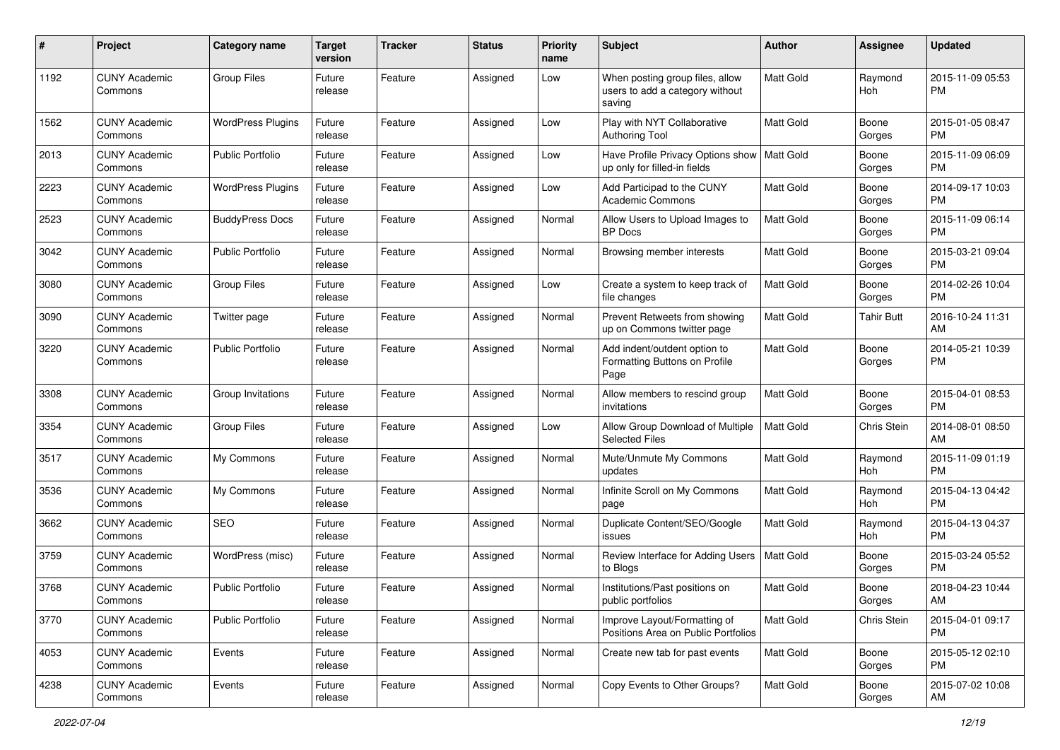| # | Project | Category name | Target version | Tracker | Status | Priority name | Subject | Author | Assignee | Updated |
|---|---|---|---|---|---|---|---|---|---|---|
| 1192 | CUNY Academic Commons | Group Files | Future release | Feature | Assigned | Low | When posting group files, allow users to add a category without saving | Matt Gold | Raymond Hoh | 2015-11-09 05:53 PM |
| 1562 | CUNY Academic Commons | WordPress Plugins | Future release | Feature | Assigned | Low | Play with NYT Collaborative Authoring Tool | Matt Gold | Boone Gorges | 2015-01-05 08:47 PM |
| 2013 | CUNY Academic Commons | Public Portfolio | Future release | Feature | Assigned | Low | Have Profile Privacy Options show up only for filled-in fields | Matt Gold | Boone Gorges | 2015-11-09 06:09 PM |
| 2223 | CUNY Academic Commons | WordPress Plugins | Future release | Feature | Assigned | Low | Add Participad to the CUNY Academic Commons | Matt Gold | Boone Gorges | 2014-09-17 10:03 PM |
| 2523 | CUNY Academic Commons | BuddyPress Docs | Future release | Feature | Assigned | Normal | Allow Users to Upload Images to BP Docs | Matt Gold | Boone Gorges | 2015-11-09 06:14 PM |
| 3042 | CUNY Academic Commons | Public Portfolio | Future release | Feature | Assigned | Normal | Browsing member interests | Matt Gold | Boone Gorges | 2015-03-21 09:04 PM |
| 3080 | CUNY Academic Commons | Group Files | Future release | Feature | Assigned | Low | Create a system to keep track of file changes | Matt Gold | Boone Gorges | 2014-02-26 10:04 PM |
| 3090 | CUNY Academic Commons | Twitter page | Future release | Feature | Assigned | Normal | Prevent Retweets from showing up on Commons twitter page | Matt Gold | Tahir Butt | 2016-10-24 11:31 AM |
| 3220 | CUNY Academic Commons | Public Portfolio | Future release | Feature | Assigned | Normal | Add indent/outdent option to Formatting Buttons on Profile Page | Matt Gold | Boone Gorges | 2014-05-21 10:39 PM |
| 3308 | CUNY Academic Commons | Group Invitations | Future release | Feature | Assigned | Normal | Allow members to rescind group invitations | Matt Gold | Boone Gorges | 2015-04-01 08:53 PM |
| 3354 | CUNY Academic Commons | Group Files | Future release | Feature | Assigned | Low | Allow Group Download of Multiple Selected Files | Matt Gold | Chris Stein | 2014-08-01 08:50 AM |
| 3517 | CUNY Academic Commons | My Commons | Future release | Feature | Assigned | Normal | Mute/Unmute My Commons updates | Matt Gold | Raymond Hoh | 2015-11-09 01:19 PM |
| 3536 | CUNY Academic Commons | My Commons | Future release | Feature | Assigned | Normal | Infinite Scroll on My Commons page | Matt Gold | Raymond Hoh | 2015-04-13 04:42 PM |
| 3662 | CUNY Academic Commons | SEO | Future release | Feature | Assigned | Normal | Duplicate Content/SEO/Google issues | Matt Gold | Raymond Hoh | 2015-04-13 04:37 PM |
| 3759 | CUNY Academic Commons | WordPress (misc) | Future release | Feature | Assigned | Normal | Review Interface for Adding Users to Blogs | Matt Gold | Boone Gorges | 2015-03-24 05:52 PM |
| 3768 | CUNY Academic Commons | Public Portfolio | Future release | Feature | Assigned | Normal | Institutions/Past positions on public portfolios | Matt Gold | Boone Gorges | 2018-04-23 10:44 AM |
| 3770 | CUNY Academic Commons | Public Portfolio | Future release | Feature | Assigned | Normal | Improve Layout/Formatting of Positions Area on Public Portfolios | Matt Gold | Chris Stein | 2015-04-01 09:17 PM |
| 4053 | CUNY Academic Commons | Events | Future release | Feature | Assigned | Normal | Create new tab for past events | Matt Gold | Boone Gorges | 2015-05-12 02:10 PM |
| 4238 | CUNY Academic Commons | Events | Future release | Feature | Assigned | Normal | Copy Events to Other Groups? | Matt Gold | Boone Gorges | 2015-07-02 10:08 AM |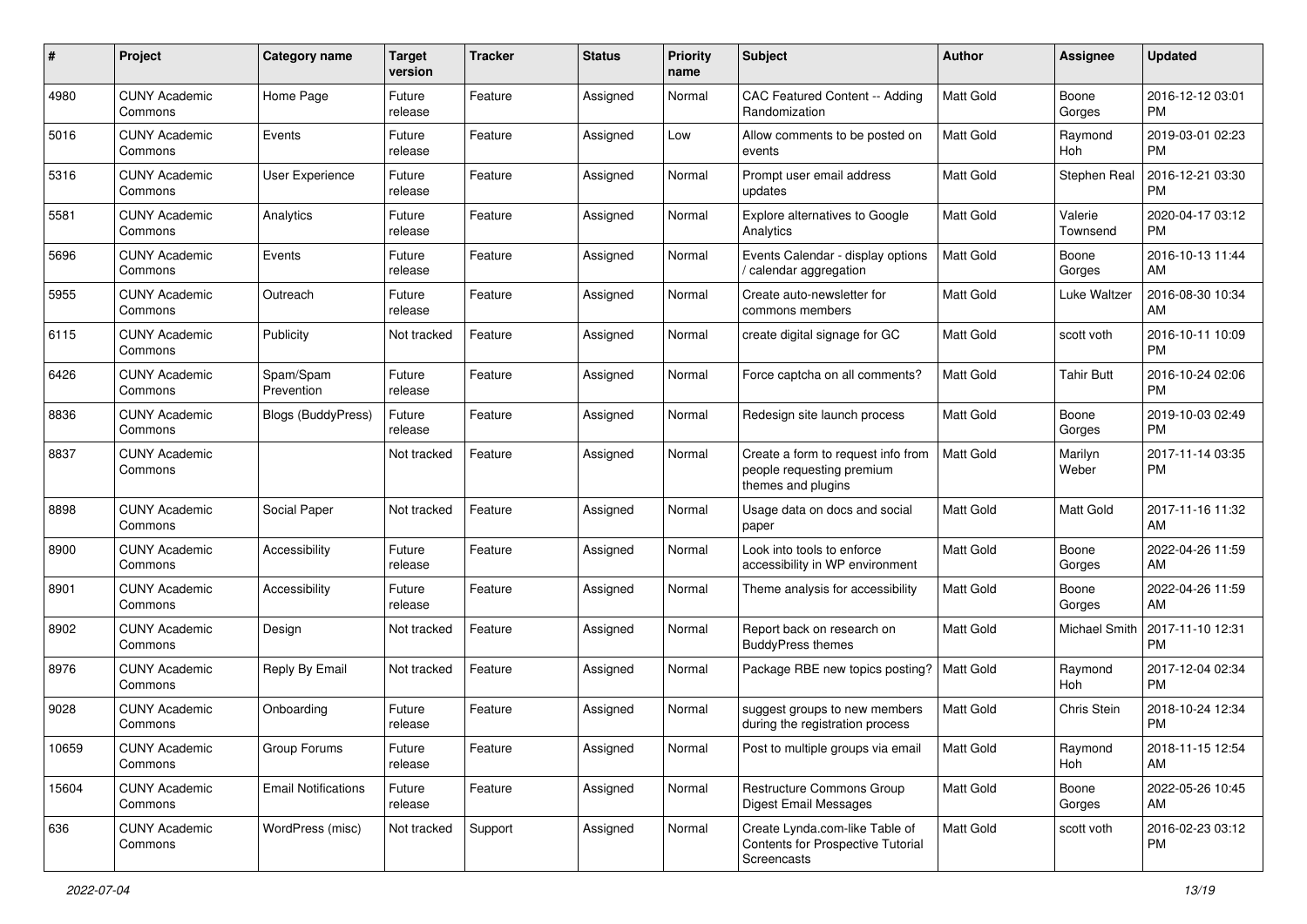| # | Project | Category name | Target version | Tracker | Status | Priority name | Subject | Author | Assignee | Updated |
|---|---|---|---|---|---|---|---|---|---|---|
| 4980 | CUNY Academic Commons | Home Page | Future release | Feature | Assigned | Normal | CAC Featured Content -- Adding Randomization | Matt Gold | Boone Gorges | 2016-12-12 03:01 PM |
| 5016 | CUNY Academic Commons | Events | Future release | Feature | Assigned | Low | Allow comments to be posted on events | Matt Gold | Raymond Hoh | 2019-03-01 02:23 PM |
| 5316 | CUNY Academic Commons | User Experience | Future release | Feature | Assigned | Normal | Prompt user email address updates | Matt Gold | Stephen Real | 2016-12-21 03:30 PM |
| 5581 | CUNY Academic Commons | Analytics | Future release | Feature | Assigned | Normal | Explore alternatives to Google Analytics | Matt Gold | Valerie Townsend | 2020-04-17 03:12 PM |
| 5696 | CUNY Academic Commons | Events | Future release | Feature | Assigned | Normal | Events Calendar - display options / calendar aggregation | Matt Gold | Boone Gorges | 2016-10-13 11:44 AM |
| 5955 | CUNY Academic Commons | Outreach | Future release | Feature | Assigned | Normal | Create auto-newsletter for commons members | Matt Gold | Luke Waltzer | 2016-08-30 10:34 AM |
| 6115 | CUNY Academic Commons | Publicity | Not tracked | Feature | Assigned | Normal | create digital signage for GC | Matt Gold | scott voth | 2016-10-11 10:09 PM |
| 6426 | CUNY Academic Commons | Spam/Spam Prevention | Future release | Feature | Assigned | Normal | Force captcha on all comments? | Matt Gold | Tahir Butt | 2016-10-24 02:06 PM |
| 8836 | CUNY Academic Commons | Blogs (BuddyPress) | Future release | Feature | Assigned | Normal | Redesign site launch process | Matt Gold | Boone Gorges | 2019-10-03 02:49 PM |
| 8837 | CUNY Academic Commons | | Not tracked | Feature | Assigned | Normal | Create a form to request info from people requesting premium themes and plugins | Matt Gold | Marilyn Weber | 2017-11-14 03:35 PM |
| 8898 | CUNY Academic Commons | Social Paper | Not tracked | Feature | Assigned | Normal | Usage data on docs and social paper | Matt Gold | Matt Gold | 2017-11-16 11:32 AM |
| 8900 | CUNY Academic Commons | Accessibility | Future release | Feature | Assigned | Normal | Look into tools to enforce accessibility in WP environment | Matt Gold | Boone Gorges | 2022-04-26 11:59 AM |
| 8901 | CUNY Academic Commons | Accessibility | Future release | Feature | Assigned | Normal | Theme analysis for accessibility | Matt Gold | Boone Gorges | 2022-04-26 11:59 AM |
| 8902 | CUNY Academic Commons | Design | Not tracked | Feature | Assigned | Normal | Report back on research on BuddyPress themes | Matt Gold | Michael Smith | 2017-11-10 12:31 PM |
| 8976 | CUNY Academic Commons | Reply By Email | Not tracked | Feature | Assigned | Normal | Package RBE new topics posting? | Matt Gold | Raymond Hoh | 2017-12-04 02:34 PM |
| 9028 | CUNY Academic Commons | Onboarding | Future release | Feature | Assigned | Normal | suggest groups to new members during the registration process | Matt Gold | Chris Stein | 2018-10-24 12:34 PM |
| 10659 | CUNY Academic Commons | Group Forums | Future release | Feature | Assigned | Normal | Post to multiple groups via email | Matt Gold | Raymond Hoh | 2018-11-15 12:54 AM |
| 15604 | CUNY Academic Commons | Email Notifications | Future release | Feature | Assigned | Normal | Restructure Commons Group Digest Email Messages | Matt Gold | Boone Gorges | 2022-05-26 10:45 AM |
| 636 | CUNY Academic Commons | WordPress (misc) | Not tracked | Support | Assigned | Normal | Create Lynda.com-like Table of Contents for Prospective Tutorial Screencasts | Matt Gold | scott voth | 2016-02-23 03:12 PM |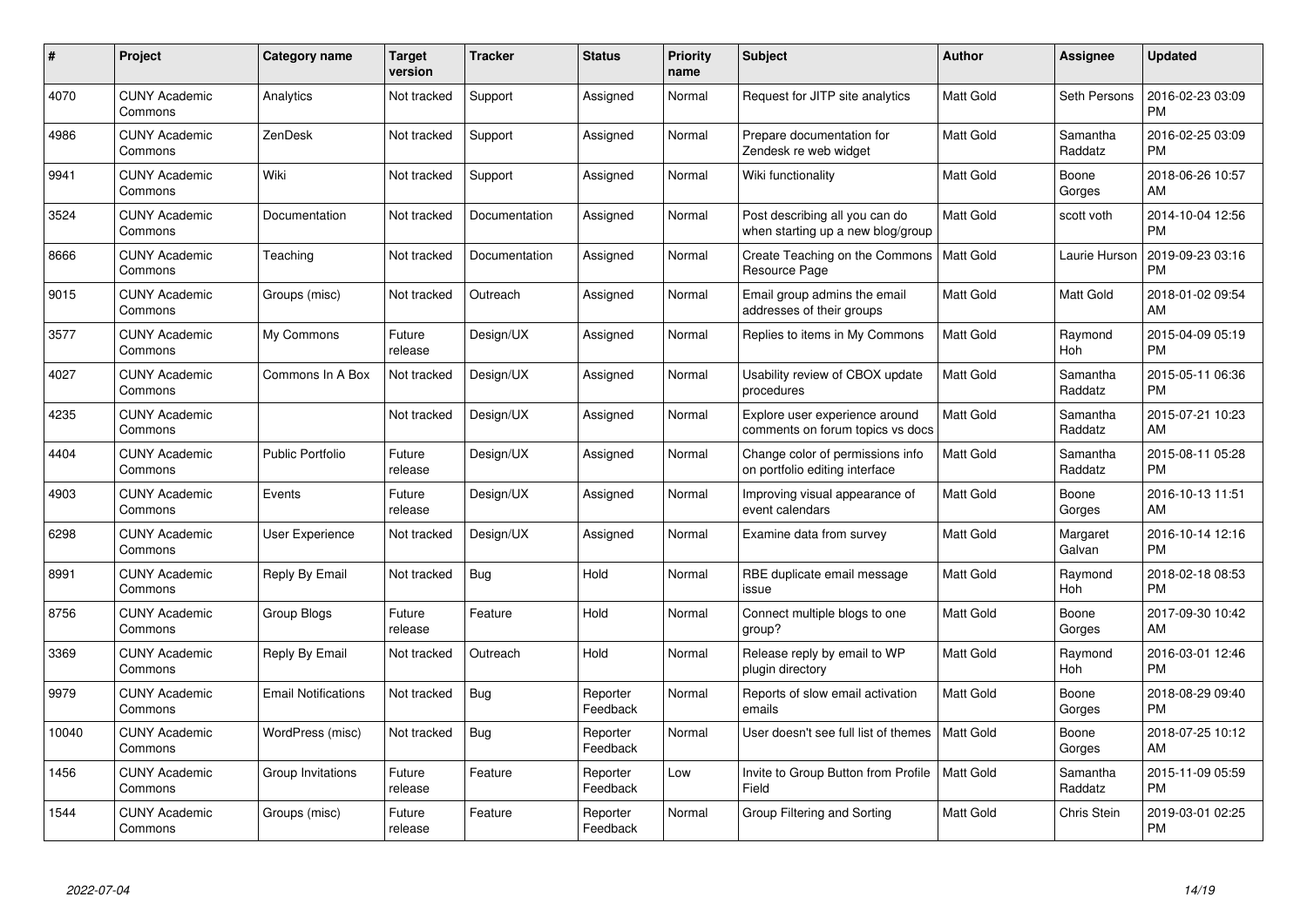| # | Project | Category name | Target version | Tracker | Status | Priority name | Subject | Author | Assignee | Updated |
|---|---|---|---|---|---|---|---|---|---|---|
| 4070 | CUNY Academic Commons | Analytics | Not tracked | Support | Assigned | Normal | Request for JITP site analytics | Matt Gold | Seth Persons | 2016-02-23 03:09 PM |
| 4986 | CUNY Academic Commons | ZenDesk | Not tracked | Support | Assigned | Normal | Prepare documentation for Zendesk re web widget | Matt Gold | Samantha Raddatz | 2016-02-25 03:09 PM |
| 9941 | CUNY Academic Commons | Wiki | Not tracked | Support | Assigned | Normal | Wiki functionality | Matt Gold | Boone Gorges | 2018-06-26 10:57 AM |
| 3524 | CUNY Academic Commons | Documentation | Not tracked | Documentation | Assigned | Normal | Post describing all you can do when starting up a new blog/group | Matt Gold | scott voth | 2014-10-04 12:56 PM |
| 8666 | CUNY Academic Commons | Teaching | Not tracked | Documentation | Assigned | Normal | Create Teaching on the Commons Resource Page | Matt Gold | Laurie Hurson | 2019-09-23 03:16 PM |
| 9015 | CUNY Academic Commons | Groups (misc) | Not tracked | Outreach | Assigned | Normal | Email group admins the email addresses of their groups | Matt Gold | Matt Gold | 2018-01-02 09:54 AM |
| 3577 | CUNY Academic Commons | My Commons | Future release | Design/UX | Assigned | Normal | Replies to items in My Commons | Matt Gold | Raymond Hoh | 2015-04-09 05:19 PM |
| 4027 | CUNY Academic Commons | Commons In A Box | Not tracked | Design/UX | Assigned | Normal | Usability review of CBOX update procedures | Matt Gold | Samantha Raddatz | 2015-05-11 06:36 PM |
| 4235 | CUNY Academic Commons | | Not tracked | Design/UX | Assigned | Normal | Explore user experience around comments on forum topics vs docs | Matt Gold | Samantha Raddatz | 2015-07-21 10:23 AM |
| 4404 | CUNY Academic Commons | Public Portfolio | Future release | Design/UX | Assigned | Normal | Change color of permissions info on portfolio editing interface | Matt Gold | Samantha Raddatz | 2015-08-11 05:28 PM |
| 4903 | CUNY Academic Commons | Events | Future release | Design/UX | Assigned | Normal | Improving visual appearance of event calendars | Matt Gold | Boone Gorges | 2016-10-13 11:51 AM |
| 6298 | CUNY Academic Commons | User Experience | Not tracked | Design/UX | Assigned | Normal | Examine data from survey | Matt Gold | Margaret Galvan | 2016-10-14 12:16 PM |
| 8991 | CUNY Academic Commons | Reply By Email | Not tracked | Bug | Hold | Normal | RBE duplicate email message issue | Matt Gold | Raymond Hoh | 2018-02-18 08:53 PM |
| 8756 | CUNY Academic Commons | Group Blogs | Future release | Feature | Hold | Normal | Connect multiple blogs to one group? | Matt Gold | Boone Gorges | 2017-09-30 10:42 AM |
| 3369 | CUNY Academic Commons | Reply By Email | Not tracked | Outreach | Hold | Normal | Release reply by email to WP plugin directory | Matt Gold | Raymond Hoh | 2016-03-01 12:46 PM |
| 9979 | CUNY Academic Commons | Email Notifications | Not tracked | Bug | Reporter Feedback | Normal | Reports of slow email activation emails | Matt Gold | Boone Gorges | 2018-08-29 09:40 PM |
| 10040 | CUNY Academic Commons | WordPress (misc) | Not tracked | Bug | Reporter Feedback | Normal | User doesn't see full list of themes | Matt Gold | Boone Gorges | 2018-07-25 10:12 AM |
| 1456 | CUNY Academic Commons | Group Invitations | Future release | Feature | Reporter Feedback | Low | Invite to Group Button from Profile Field | Matt Gold | Samantha Raddatz | 2015-11-09 05:59 PM |
| 1544 | CUNY Academic Commons | Groups (misc) | Future release | Feature | Reporter Feedback | Normal | Group Filtering and Sorting | Matt Gold | Chris Stein | 2019-03-01 02:25 PM |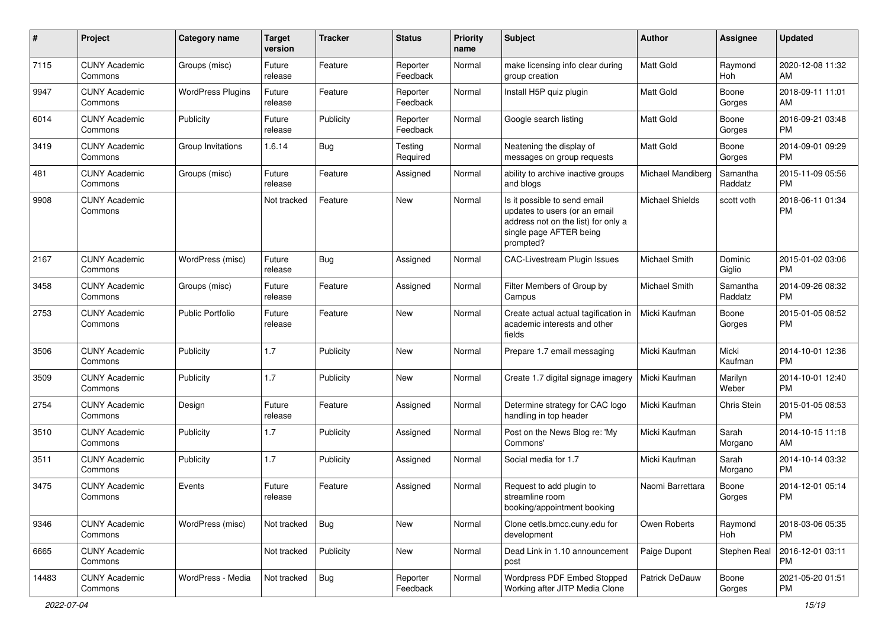| # | Project | Category name | Target version | Tracker | Status | Priority name | Subject | Author | Assignee | Updated |
|---|---|---|---|---|---|---|---|---|---|---|
| 7115 | CUNY Academic Commons | Groups (misc) | Future release | Feature | Reporter Feedback | Normal | make licensing info clear during group creation | Matt Gold | Raymond Hoh | 2020-12-08 11:32 AM |
| 9947 | CUNY Academic Commons | WordPress Plugins | Future release | Feature | Reporter Feedback | Normal | Install H5P quiz plugin | Matt Gold | Boone Gorges | 2018-09-11 11:01 AM |
| 6014 | CUNY Academic Commons | Publicity | Future release | Publicity | Reporter Feedback | Normal | Google search listing | Matt Gold | Boone Gorges | 2016-09-21 03:48 PM |
| 3419 | CUNY Academic Commons | Group Invitations | 1.6.14 | Bug | Testing Required | Normal | Neatening the display of messages on group requests | Matt Gold | Boone Gorges | 2014-09-01 09:29 PM |
| 481 | CUNY Academic Commons | Groups (misc) | Future release | Feature | Assigned | Normal | ability to archive inactive groups and blogs | Michael Mandiberg | Samantha Raddatz | 2015-11-09 05:56 PM |
| 9908 | CUNY Academic Commons | | Not tracked | Feature | New | Normal | Is it possible to send email updates to users (or an email address not on the list) for only a single page AFTER being prompted? | Michael Shields | scott voth | 2018-06-11 01:34 PM |
| 2167 | CUNY Academic Commons | WordPress (misc) | Future release | Bug | Assigned | Normal | CAC-Livestream Plugin Issues | Michael Smith | Dominic Giglio | 2015-01-02 03:06 PM |
| 3458 | CUNY Academic Commons | Groups (misc) | Future release | Feature | Assigned | Normal | Filter Members of Group by Campus | Michael Smith | Samantha Raddatz | 2014-09-26 08:32 PM |
| 2753 | CUNY Academic Commons | Public Portfolio | Future release | Feature | New | Normal | Create actual actual tagification in academic interests and other fields | Micki Kaufman | Boone Gorges | 2015-01-05 08:52 PM |
| 3506 | CUNY Academic Commons | Publicity | 1.7 | Publicity | New | Normal | Prepare 1.7 email messaging | Micki Kaufman | Micki Kaufman | 2014-10-01 12:36 PM |
| 3509 | CUNY Academic Commons | Publicity | 1.7 | Publicity | New | Normal | Create 1.7 digital signage imagery | Micki Kaufman | Marilyn Weber | 2014-10-01 12:40 PM |
| 2754 | CUNY Academic Commons | Design | Future release | Feature | Assigned | Normal | Determine strategy for CAC logo handling in top header | Micki Kaufman | Chris Stein | 2015-01-05 08:53 PM |
| 3510 | CUNY Academic Commons | Publicity | 1.7 | Publicity | Assigned | Normal | Post on the News Blog re: 'My Commons' | Micki Kaufman | Sarah Morgano | 2014-10-15 11:18 AM |
| 3511 | CUNY Academic Commons | Publicity | 1.7 | Publicity | Assigned | Normal | Social media for 1.7 | Micki Kaufman | Sarah Morgano | 2014-10-14 03:32 PM |
| 3475 | CUNY Academic Commons | Events | Future release | Feature | Assigned | Normal | Request to add plugin to streamline room booking/appointment booking | Naomi Barrettara | Boone Gorges | 2014-12-01 05:14 PM |
| 9346 | CUNY Academic Commons | WordPress (misc) | Not tracked | Bug | New | Normal | Clone cetls.bmcc.cuny.edu for development | Owen Roberts | Raymond Hoh | 2018-03-06 05:35 PM |
| 6665 | CUNY Academic Commons | | Not tracked | Publicity | New | Normal | Dead Link in 1.10 announcement post | Paige Dupont | Stephen Real | 2016-12-01 03:11 PM |
| 14483 | CUNY Academic Commons | WordPress - Media | Not tracked | Bug | Reporter Feedback | Normal | Wordpress PDF Embed Stopped Working after JITP Media Clone | Patrick DeDauw | Boone Gorges | 2021-05-20 01:51 PM |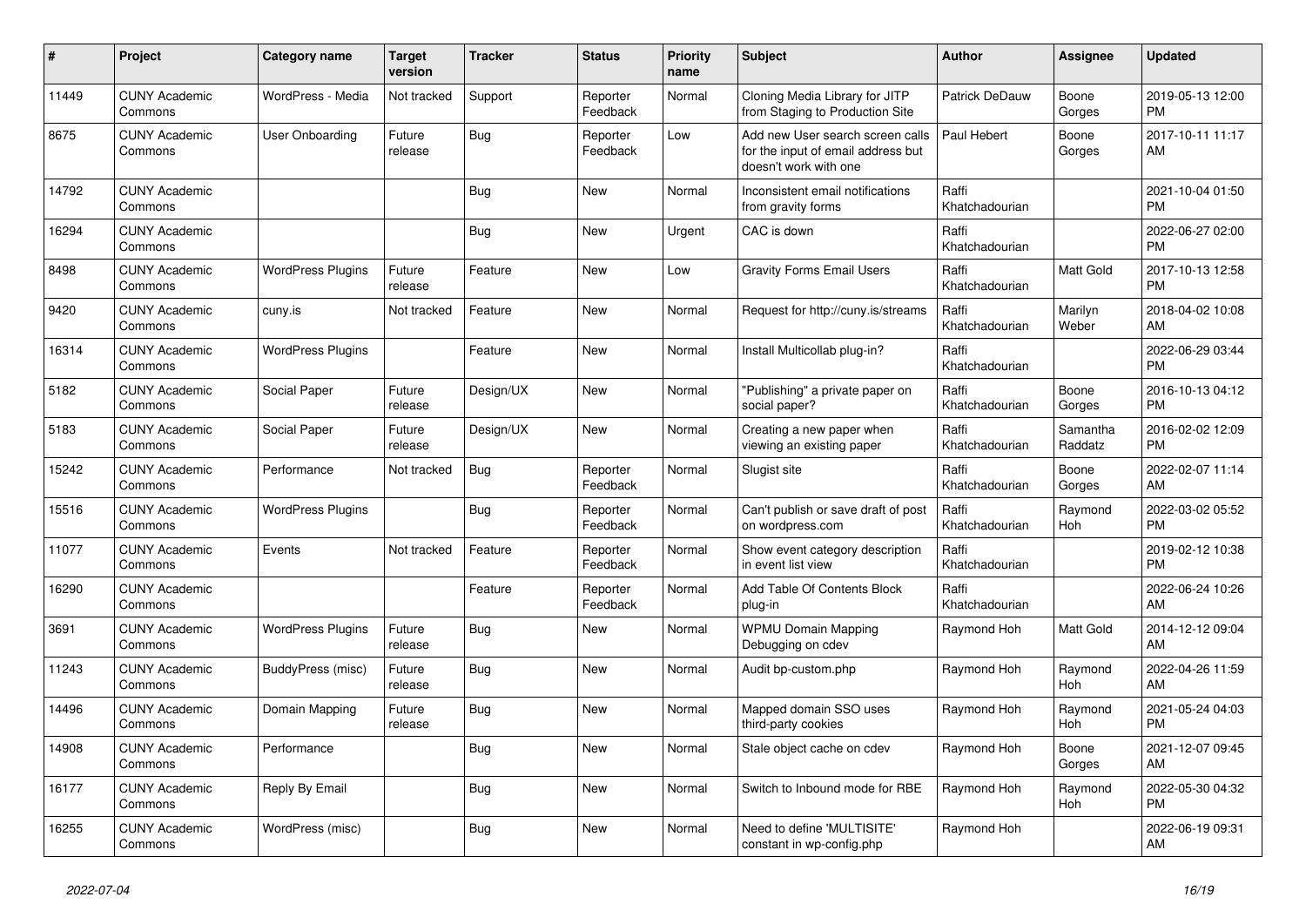| # | Project | Category name | Target version | Tracker | Status | Priority name | Subject | Author | Assignee | Updated |
|---|---|---|---|---|---|---|---|---|---|---|
| 11449 | CUNY Academic Commons | WordPress - Media | Not tracked | Support | Reporter Feedback | Normal | Cloning Media Library for JITP from Staging to Production Site | Patrick DeDauw | Boone Gorges | 2019-05-13 12:00 PM |
| 8675 | CUNY Academic Commons | User Onboarding | Future release | Bug | Reporter Feedback | Low | Add new User search screen calls for the input of email address but doesn't work with one | Paul Hebert | Boone Gorges | 2017-10-11 11:17 AM |
| 14792 | CUNY Academic Commons | | | Bug | New | Normal | Inconsistent email notifications from gravity forms | Raffi Khatchadourian | | 2021-10-04 01:50 PM |
| 16294 | CUNY Academic Commons | | | Bug | New | Urgent | CAC is down | Raffi Khatchadourian | | 2022-06-27 02:00 PM |
| 8498 | CUNY Academic Commons | WordPress Plugins | Future release | Feature | New | Low | Gravity Forms Email Users | Raffi Khatchadourian | Matt Gold | 2017-10-13 12:58 PM |
| 9420 | CUNY Academic Commons | cuny.is | Not tracked | Feature | New | Normal | Request for http://cuny.is/streams | Raffi Khatchadourian | Marilyn Weber | 2018-04-02 10:08 AM |
| 16314 | CUNY Academic Commons | WordPress Plugins | | Feature | New | Normal | Install Multicollab plug-in? | Raffi Khatchadourian | | 2022-06-29 03:44 PM |
| 5182 | CUNY Academic Commons | Social Paper | Future release | Design/UX | New | Normal | "Publishing" a private paper on social paper? | Raffi Khatchadourian | Boone Gorges | 2016-10-13 04:12 PM |
| 5183 | CUNY Academic Commons | Social Paper | Future release | Design/UX | New | Normal | Creating a new paper when viewing an existing paper | Raffi Khatchadourian | Samantha Raddatz | 2016-02-02 12:09 PM |
| 15242 | CUNY Academic Commons | Performance | Not tracked | Bug | Reporter Feedback | Normal | Slugist site | Raffi Khatchadourian | Boone Gorges | 2022-02-07 11:14 AM |
| 15516 | CUNY Academic Commons | WordPress Plugins | | Bug | Reporter Feedback | Normal | Can't publish or save draft of post on wordpress.com | Raffi Khatchadourian | Raymond Hoh | 2022-03-02 05:52 PM |
| 11077 | CUNY Academic Commons | Events | Not tracked | Feature | Reporter Feedback | Normal | Show event category description in event list view | Raffi Khatchadourian | | 2019-02-12 10:38 PM |
| 16290 | CUNY Academic Commons | | | Feature | Reporter Feedback | Normal | Add Table Of Contents Block plug-in | Raffi Khatchadourian | | 2022-06-24 10:26 AM |
| 3691 | CUNY Academic Commons | WordPress Plugins | Future release | Bug | New | Normal | WPMU Domain Mapping Debugging on cdev | Raymond Hoh | Matt Gold | 2014-12-12 09:04 AM |
| 11243 | CUNY Academic Commons | BuddyPress (misc) | Future release | Bug | New | Normal | Audit bp-custom.php | Raymond Hoh | Raymond Hoh | 2022-04-26 11:59 AM |
| 14496 | CUNY Academic Commons | Domain Mapping | Future release | Bug | New | Normal | Mapped domain SSO uses third-party cookies | Raymond Hoh | Raymond Hoh | 2021-05-24 04:03 PM |
| 14908 | CUNY Academic Commons | Performance | | Bug | New | Normal | Stale object cache on cdev | Raymond Hoh | Boone Gorges | 2021-12-07 09:45 AM |
| 16177 | CUNY Academic Commons | Reply By Email | | Bug | New | Normal | Switch to Inbound mode for RBE | Raymond Hoh | Raymond Hoh | 2022-05-30 04:32 PM |
| 16255 | CUNY Academic Commons | WordPress (misc) | | Bug | New | Normal | Need to define 'MULTISITE' constant in wp-config.php | Raymond Hoh | | 2022-06-19 09:31 AM |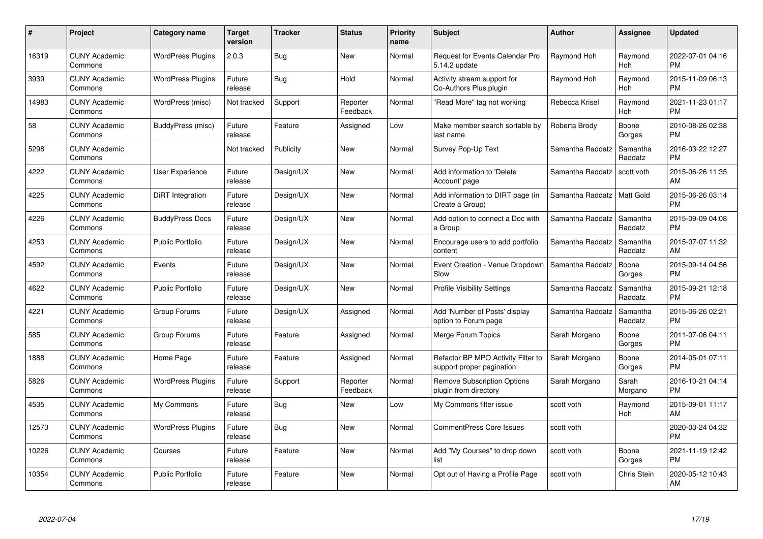| # | Project | Category name | Target version | Tracker | Status | Priority name | Subject | Author | Assignee | Updated |
|---|---|---|---|---|---|---|---|---|---|---|
| 16319 | CUNY Academic Commons | WordPress Plugins | 2.0.3 | Bug | New | Normal | Request for Events Calendar Pro 5.14.2 update | Raymond Hoh | Raymond Hoh | 2022-07-01 04:16 PM |
| 3939 | CUNY Academic Commons | WordPress Plugins | Future release | Bug | Hold | Normal | Activity stream support for Co-Authors Plus plugin | Raymond Hoh | Raymond Hoh | 2015-11-09 06:13 PM |
| 14983 | CUNY Academic Commons | WordPress (misc) | Not tracked | Support | Reporter Feedback | Normal | "Read More" tag not working | Rebecca Krisel | Raymond Hoh | 2021-11-23 01:17 PM |
| 58 | CUNY Academic Commons | BuddyPress (misc) | Future release | Feature | Assigned | Low | Make member search sortable by last name | Roberta Brody | Boone Gorges | 2010-08-26 02:38 PM |
| 5298 | CUNY Academic Commons | | Not tracked | Publicity | New | Normal | Survey Pop-Up Text | Samantha Raddatz | Samantha Raddatz | 2016-03-22 12:27 PM |
| 4222 | CUNY Academic Commons | User Experience | Future release | Design/UX | New | Normal | Add information to 'Delete Account' page | Samantha Raddatz | scott voth | 2015-06-26 11:35 AM |
| 4225 | CUNY Academic Commons | DiRT Integration | Future release | Design/UX | New | Normal | Add information to DIRT page (in Create a Group) | Samantha Raddatz | Matt Gold | 2015-06-26 03:14 PM |
| 4226 | CUNY Academic Commons | BuddyPress Docs | Future release | Design/UX | New | Normal | Add option to connect a Doc with a Group | Samantha Raddatz | Samantha Raddatz | 2015-09-09 04:08 PM |
| 4253 | CUNY Academic Commons | Public Portfolio | Future release | Design/UX | New | Normal | Encourage users to add portfolio content | Samantha Raddatz | Samantha Raddatz | 2015-07-07 11:32 AM |
| 4592 | CUNY Academic Commons | Events | Future release | Design/UX | New | Normal | Event Creation - Venue Dropdown Slow | Samantha Raddatz | Boone Gorges | 2015-09-14 04:56 PM |
| 4622 | CUNY Academic Commons | Public Portfolio | Future release | Design/UX | New | Normal | Profile Visibility Settings | Samantha Raddatz | Samantha Raddatz | 2015-09-21 12:18 PM |
| 4221 | CUNY Academic Commons | Group Forums | Future release | Design/UX | Assigned | Normal | Add 'Number of Posts' display option to Forum page | Samantha Raddatz | Samantha Raddatz | 2015-06-26 02:21 PM |
| 585 | CUNY Academic Commons | Group Forums | Future release | Feature | Assigned | Normal | Merge Forum Topics | Sarah Morgano | Boone Gorges | 2011-07-06 04:11 PM |
| 1888 | CUNY Academic Commons | Home Page | Future release | Feature | Assigned | Normal | Refactor BP MPO Activity Filter to support proper pagination | Sarah Morgano | Boone Gorges | 2014-05-01 07:11 PM |
| 5826 | CUNY Academic Commons | WordPress Plugins | Future release | Support | Reporter Feedback | Normal | Remove Subscription Options plugin from directory | Sarah Morgano | Sarah Morgano | 2016-10-21 04:14 PM |
| 4535 | CUNY Academic Commons | My Commons | Future release | Bug | New | Low | My Commons filter issue | scott voth | Raymond Hoh | 2015-09-01 11:17 AM |
| 12573 | CUNY Academic Commons | WordPress Plugins | Future release | Bug | New | Normal | CommentPress Core Issues | scott voth | | 2020-03-24 04:32 PM |
| 10226 | CUNY Academic Commons | Courses | Future release | Feature | New | Normal | Add "My Courses" to drop down list | scott voth | Boone Gorges | 2021-11-19 12:42 PM |
| 10354 | CUNY Academic Commons | Public Portfolio | Future release | Feature | New | Normal | Opt out of Having a Profile Page | scott voth | Chris Stein | 2020-05-12 10:43 AM |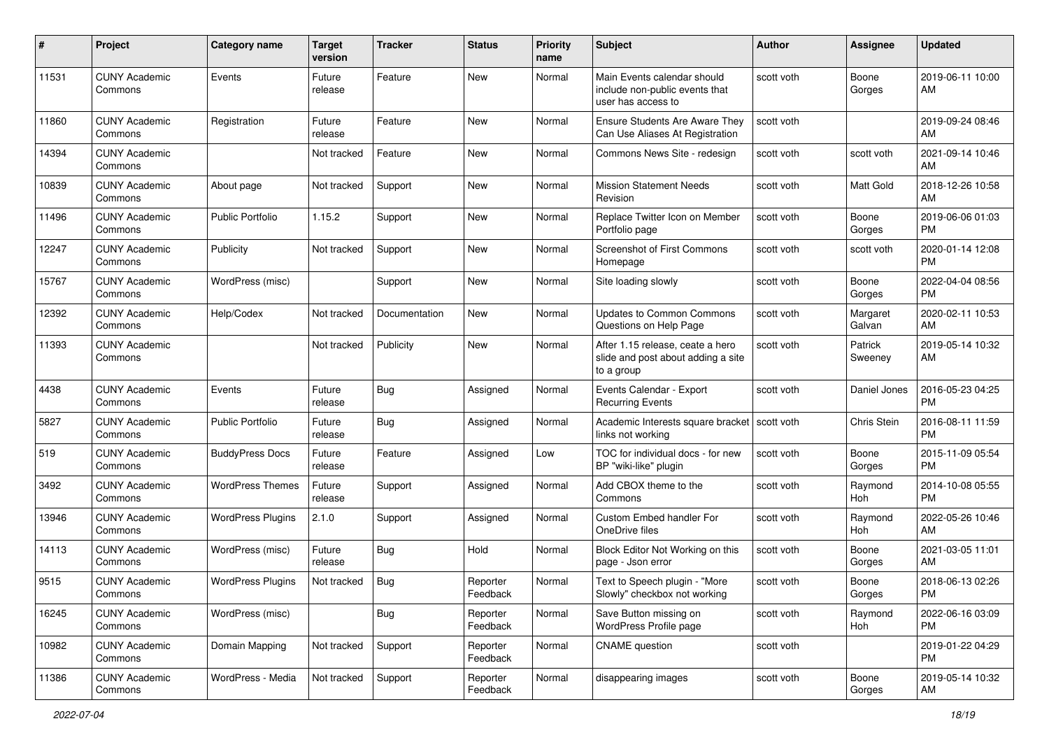| # | Project | Category name | Target version | Tracker | Status | Priority name | Subject | Author | Assignee | Updated |
|---|---|---|---|---|---|---|---|---|---|---|
| 11531 | CUNY Academic Commons | Events | Future release | Feature | New | Normal | Main Events calendar should include non-public events that user has access to | scott voth | Boone Gorges | 2019-06-11 10:00 AM |
| 11860 | CUNY Academic Commons | Registration | Future release | Feature | New | Normal | Ensure Students Are Aware They Can Use Aliases At Registration | scott voth | | 2019-09-24 08:46 AM |
| 14394 | CUNY Academic Commons | | Not tracked | Feature | New | Normal | Commons News Site - redesign | scott voth | scott voth | 2021-09-14 10:46 AM |
| 10839 | CUNY Academic Commons | About page | Not tracked | Support | New | Normal | Mission Statement Needs Revision | scott voth | Matt Gold | 2018-12-26 10:58 AM |
| 11496 | CUNY Academic Commons | Public Portfolio | 1.15.2 | Support | New | Normal | Replace Twitter Icon on Member Portfolio page | scott voth | Boone Gorges | 2019-06-06 01:03 PM |
| 12247 | CUNY Academic Commons | Publicity | Not tracked | Support | New | Normal | Screenshot of First Commons Homepage | scott voth | scott voth | 2020-01-14 12:08 PM |
| 15767 | CUNY Academic Commons | WordPress (misc) | | Support | New | Normal | Site loading slowly | scott voth | Boone Gorges | 2022-04-04 08:56 PM |
| 12392 | CUNY Academic Commons | Help/Codex | Not tracked | Documentation | New | Normal | Updates to Common Commons Questions on Help Page | scott voth | Margaret Galvan | 2020-02-11 10:53 AM |
| 11393 | CUNY Academic Commons | | Not tracked | Publicity | New | Normal | After 1.15 release, ceate a hero slide and post about adding a site to a group | scott voth | Patrick Sweeney | 2019-05-14 10:32 AM |
| 4438 | CUNY Academic Commons | Events | Future release | Bug | Assigned | Normal | Events Calendar - Export Recurring Events | scott voth | Daniel Jones | 2016-05-23 04:25 PM |
| 5827 | CUNY Academic Commons | Public Portfolio | Future release | Bug | Assigned | Normal | Academic Interests square bracket links not working | scott voth | Chris Stein | 2016-08-11 11:59 PM |
| 519 | CUNY Academic Commons | BuddyPress Docs | Future release | Feature | Assigned | Low | TOC for individual docs - for new BP "wiki-like" plugin | scott voth | Boone Gorges | 2015-11-09 05:54 PM |
| 3492 | CUNY Academic Commons | WordPress Themes | Future release | Support | Assigned | Normal | Add CBOX theme to the Commons | scott voth | Raymond Hoh | 2014-10-08 05:55 PM |
| 13946 | CUNY Academic Commons | WordPress Plugins | 2.1.0 | Support | Assigned | Normal | Custom Embed handler For OneDrive files | scott voth | Raymond Hoh | 2022-05-26 10:46 AM |
| 14113 | CUNY Academic Commons | WordPress (misc) | Future release | Bug | Hold | Normal | Block Editor Not Working on this page - Json error | scott voth | Boone Gorges | 2021-03-05 11:01 AM |
| 9515 | CUNY Academic Commons | WordPress Plugins | Not tracked | Bug | Reporter Feedback | Normal | Text to Speech plugin - "More Slowly" checkbox not working | scott voth | Boone Gorges | 2018-06-13 02:26 PM |
| 16245 | CUNY Academic Commons | WordPress (misc) | | Bug | Reporter Feedback | Normal | Save Button missing on WordPress Profile page | scott voth | Raymond Hoh | 2022-06-16 03:09 PM |
| 10982 | CUNY Academic Commons | Domain Mapping | Not tracked | Support | Reporter Feedback | Normal | CNAME question | scott voth | | 2019-01-22 04:29 PM |
| 11386 | CUNY Academic Commons | WordPress - Media | Not tracked | Support | Reporter Feedback | Normal | disappearing images | scott voth | Boone Gorges | 2019-05-14 10:32 AM |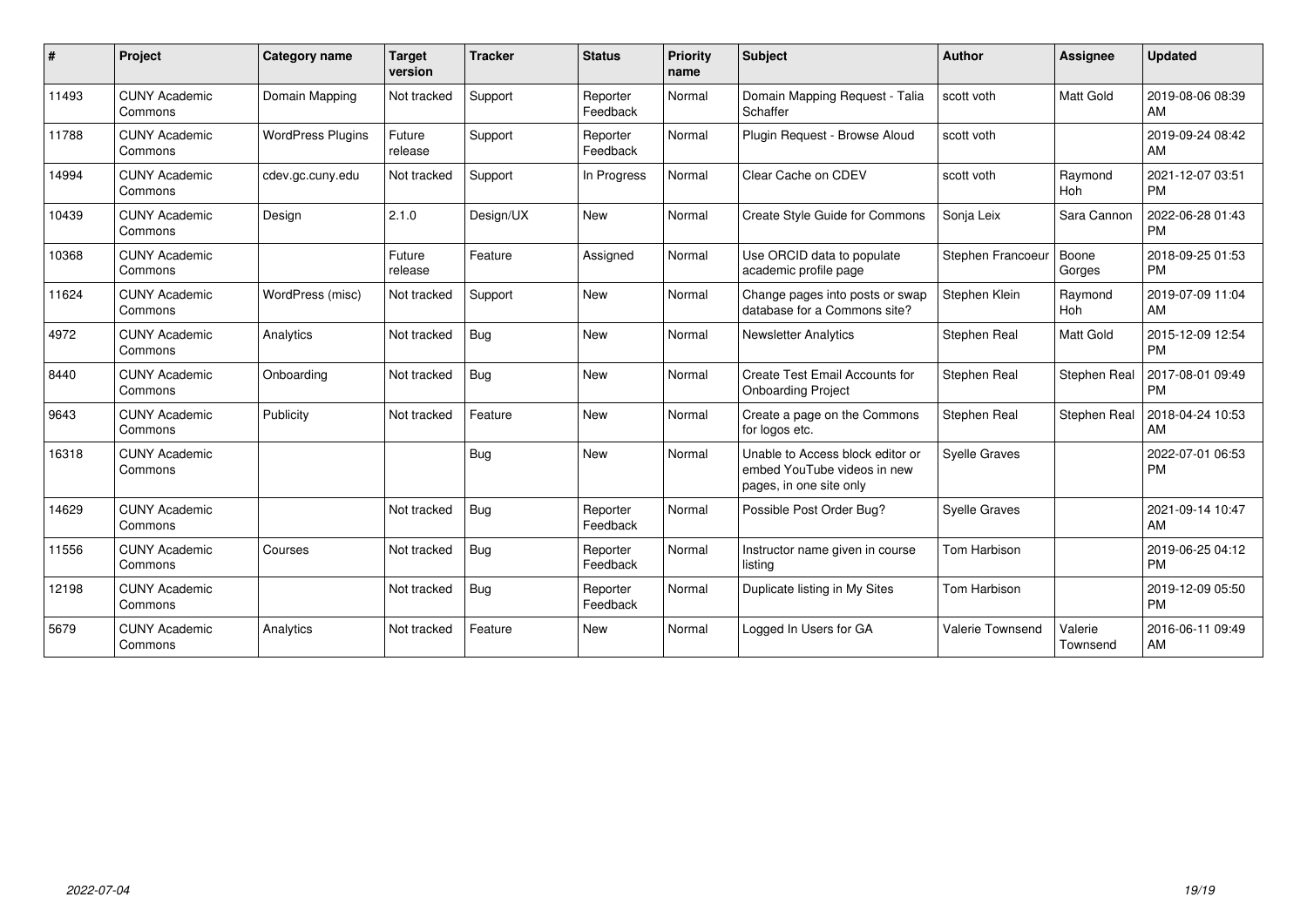| # | Project | Category name | Target version | Tracker | Status | Priority name | Subject | Author | Assignee | Updated |
|---|---|---|---|---|---|---|---|---|---|---|
| 11493 | CUNY Academic Commons | Domain Mapping | Not tracked | Support | Reporter Feedback | Normal | Domain Mapping Request - Talia Schaffer | scott voth | Matt Gold | 2019-08-06 08:39 AM |
| 11788 | CUNY Academic Commons | WordPress Plugins | Future release | Support | Reporter Feedback | Normal | Plugin Request - Browse Aloud | scott voth | | 2019-09-24 08:42 AM |
| 14994 | CUNY Academic Commons | cdev.gc.cuny.edu | Not tracked | Support | In Progress | Normal | Clear Cache on CDEV | scott voth | Raymond Hoh | 2021-12-07 03:51 PM |
| 10439 | CUNY Academic Commons | Design | 2.1.0 | Design/UX | New | Normal | Create Style Guide for Commons | Sonja Leix | Sara Cannon | 2022-06-28 01:43 PM |
| 10368 | CUNY Academic Commons | | Future release | Feature | Assigned | Normal | Use ORCID data to populate academic profile page | Stephen Francoeur | Boone Gorges | 2018-09-25 01:53 PM |
| 11624 | CUNY Academic Commons | WordPress (misc) | Not tracked | Support | New | Normal | Change pages into posts or swap database for a Commons site? | Stephen Klein | Raymond Hoh | 2019-07-09 11:04 AM |
| 4972 | CUNY Academic Commons | Analytics | Not tracked | Bug | New | Normal | Newsletter Analytics | Stephen Real | Matt Gold | 2015-12-09 12:54 PM |
| 8440 | CUNY Academic Commons | Onboarding | Not tracked | Bug | New | Normal | Create Test Email Accounts for Onboarding Project | Stephen Real | Stephen Real | 2017-08-01 09:49 PM |
| 9643 | CUNY Academic Commons | Publicity | Not tracked | Feature | New | Normal | Create a page on the Commons for logos etc. | Stephen Real | Stephen Real | 2018-04-24 10:53 AM |
| 16318 | CUNY Academic Commons | | | Bug | New | Normal | Unable to Access block editor or embed YouTube videos in new pages, in one site only | Syelle Graves | | 2022-07-01 06:53 PM |
| 14629 | CUNY Academic Commons | | Not tracked | Bug | Reporter Feedback | Normal | Possible Post Order Bug? | Syelle Graves | | 2021-09-14 10:47 AM |
| 11556 | CUNY Academic Commons | Courses | Not tracked | Bug | Reporter Feedback | Normal | Instructor name given in course listing | Tom Harbison | | 2019-06-25 04:12 PM |
| 12198 | CUNY Academic Commons | | Not tracked | Bug | Reporter Feedback | Normal | Duplicate listing in My Sites | Tom Harbison | | 2019-12-09 05:50 PM |
| 5679 | CUNY Academic Commons | Analytics | Not tracked | Feature | New | Normal | Logged In Users for GA | Valerie Townsend | Valerie Townsend | 2016-06-11 09:49 AM |